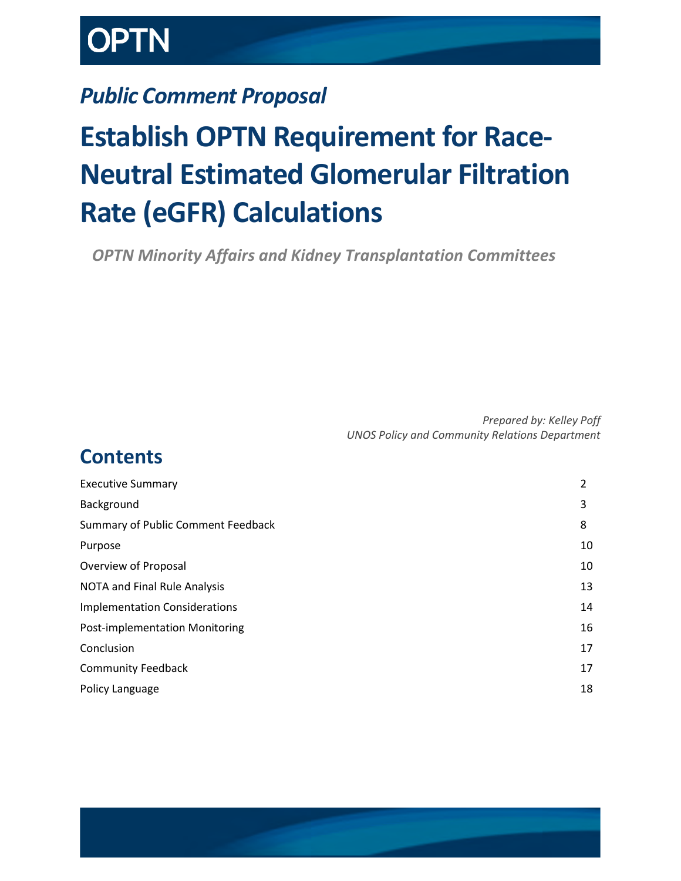OPTN

*Public Comment Proposal*

# Establish OPTN Requirement for Race-Neutral Estimated Glomerular Filtration Rate (eGFR) Calculations

*OPTN Minority Affairs and Kidney Transplantation Committees*

*Prepared by: Kelley Poff*
*UNOS Policy and Community Relations Department*

## Contents

| | |
|---|---|
| Executive Summary | 2 |
| Background | 3 |
| Summary of Public Comment Feedback | 8 |
| Purpose | 10 |
| Overview of Proposal | 10 |
| NOTA and Final Rule Analysis | 13 |
| Implementation Considerations | 14 |
| Post-implementation Monitoring | 16 |
| Conclusion | 17 |
| Community Feedback | 17 |
| Policy Language | 18 |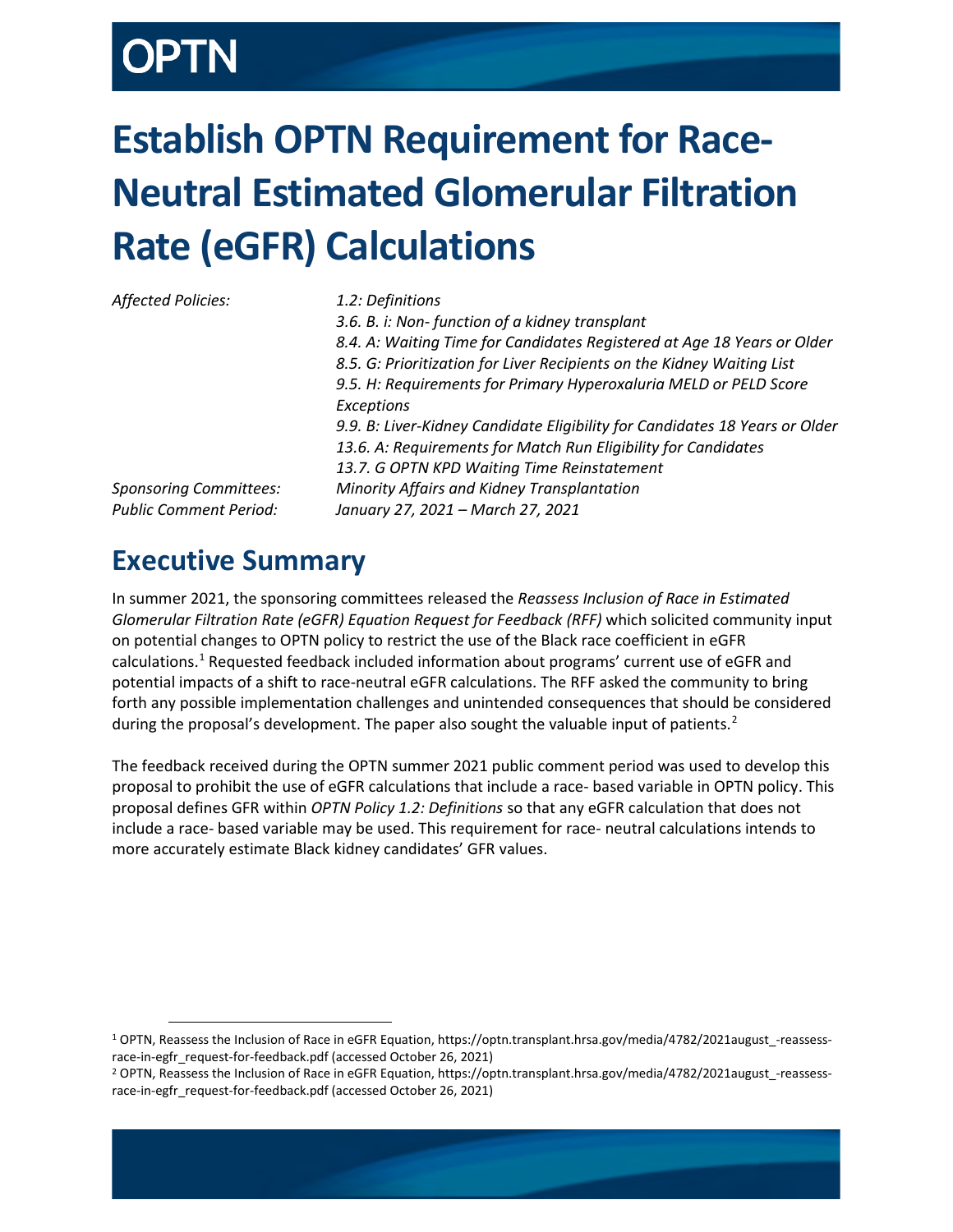# Establish OPTN Requirement for Race-Neutral Estimated Glomerular Filtration Rate (eGFR) Calculations

| | |
|---|---|
| *Affected Policies:* | *1.2: Definitions* |
| | *3.6. B. i: Non- function of a kidney transplant* |
| | *8.4. A: Waiting Time for Candidates Registered at Age 18 Years or Older* |
| | *8.5. G: Prioritization for Liver Recipients on the Kidney Waiting List* |
| | *9.5. H: Requirements for Primary Hyperoxaluria MELD or PELD Score Exceptions* |
| | *9.9. B: Liver-Kidney Candidate Eligibility for Candidates 18 Years or Older* |
| | *13.6. A: Requirements for Match Run Eligibility for Candidates* |
| | *13.7. G OPTN KPD Waiting Time Reinstatement* |
| *Sponsoring Committees:* | *Minority Affairs and Kidney Transplantation* |
| *Public Comment Period:* | *January 27, 2021 – March 27, 2021* |

## Executive Summary

In summer 2021, the sponsoring committees released the *Reassess Inclusion of Race in Estimated Glomerular Filtration Rate (eGFR) Equation Request for Feedback (RFF)* which solicited community input on potential changes to OPTN policy to restrict the use of the Black race coefficient in eGFR calculations.[1] Requested feedback included information about programs' current use of eGFR and potential impacts of a shift to race-neutral eGFR calculations. The RFF asked the community to bring forth any possible implementation challenges and unintended consequences that should be considered during the proposal's development. The paper also sought the valuable input of patients.[2]

The feedback received during the OPTN summer 2021 public comment period was used to develop this proposal to prohibit the use of eGFR calculations that include a race- based variable in OPTN policy. This proposal defines GFR within *OPTN Policy 1.2: Definitions* so that any eGFR calculation that does not include a race- based variable may be used. This requirement for race- neutral calculations intends to more accurately estimate Black kidney candidates' GFR values.

---

[1] OPTN, Reassess the Inclusion of Race in eGFR Equation, https://optn.transplant.hrsa.gov/media/4782/2021august_-reassess-race-in-egfr_request-for-feedback.pdf (accessed October 26, 2021)

[2] OPTN, Reassess the Inclusion of Race in eGFR Equation, https://optn.transplant.hrsa.gov/media/4782/2021august_-reassess-race-in-egfr_request-for-feedback.pdf (accessed October 26, 2021)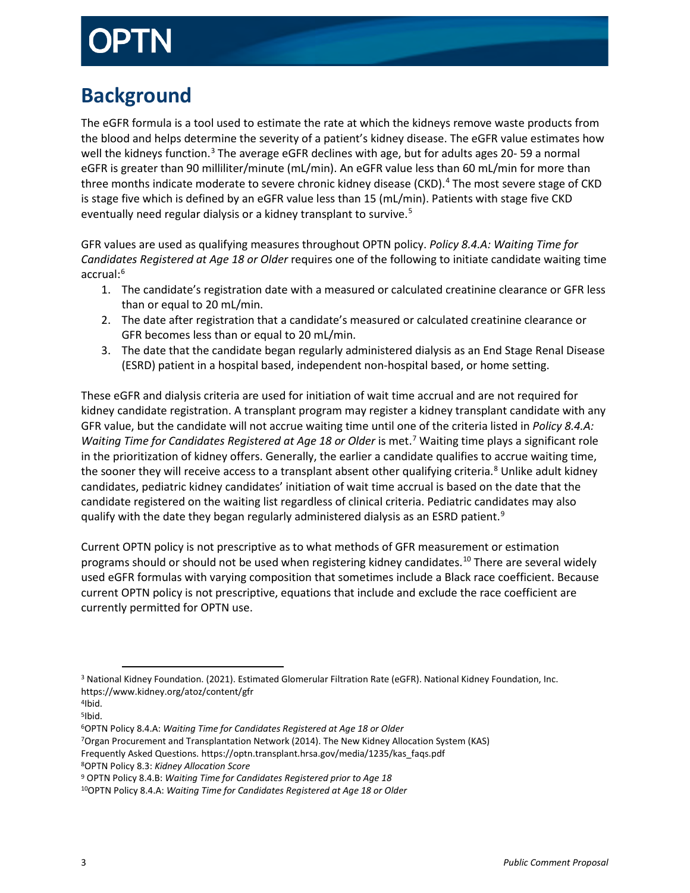## Background

The eGFR formula is a tool used to estimate the rate at which the kidneys remove waste products from the blood and helps determine the severity of a patient's kidney disease. The eGFR value estimates how well the kidneys function.[3] The average eGFR declines with age, but for adults ages 20- 59 a normal eGFR is greater than 90 milliliter/minute (mL/min). An eGFR value less than 60 mL/min for more than three months indicate moderate to severe chronic kidney disease (CKD).[4] The most severe stage of CKD is stage five which is defined by an eGFR value less than 15 (mL/min). Patients with stage five CKD eventually need regular dialysis or a kidney transplant to survive.[5]

GFR values are used as qualifying measures throughout OPTN policy. *Policy 8.4.A: Waiting Time for Candidates Registered at Age 18 or Older* requires one of the following to initiate candidate waiting time accrual:[6]

1. The candidate's registration date with a measured or calculated creatinine clearance or GFR less than or equal to 20 mL/min.
2. The date after registration that a candidate's measured or calculated creatinine clearance or GFR becomes less than or equal to 20 mL/min.
3. The date that the candidate began regularly administered dialysis as an End Stage Renal Disease (ESRD) patient in a hospital based, independent non-hospital based, or home setting.

These eGFR and dialysis criteria are used for initiation of wait time accrual and are not required for kidney candidate registration. A transplant program may register a kidney transplant candidate with any GFR value, but the candidate will not accrue waiting time until one of the criteria listed in *Policy 8.4.A: Waiting Time for Candidates Registered at Age 18 or Older* is met.[7] Waiting time plays a significant role in the prioritization of kidney offers. Generally, the earlier a candidate qualifies to accrue waiting time, the sooner they will receive access to a transplant absent other qualifying criteria.[8] Unlike adult kidney candidates, pediatric kidney candidates' initiation of wait time accrual is based on the date that the candidate registered on the waiting list regardless of clinical criteria. Pediatric candidates may also qualify with the date they began regularly administered dialysis as an ESRD patient.[9]

Current OPTN policy is not prescriptive as to what methods of GFR measurement or estimation programs should or should not be used when registering kidney candidates.[10] There are several widely used eGFR formulas with varying composition that sometimes include a Black race coefficient. Because current OPTN policy is not prescriptive, equations that include and exclude the race coefficient are currently permitted for OPTN use.

---

[3] National Kidney Foundation. (2021). Estimated Glomerular Filtration Rate (eGFR). National Kidney Foundation, Inc. https://www.kidney.org/atoz/content/gfr

[4] Ibid.

[5] Ibid.

[6] OPTN Policy 8.4.A: *Waiting Time for Candidates Registered at Age 18 or Older*

[7] Organ Procurement and Transplantation Network (2014). The New Kidney Allocation System (KAS) Frequently Asked Questions. https://optn.transplant.hrsa.gov/media/1235/kas_faqs.pdf

[8] OPTN Policy 8.3: *Kidney Allocation Score*

[9] OPTN Policy 8.4.B: *Waiting Time for Candidates Registered prior to Age 18*

[10] OPTN Policy 8.4.A: *Waiting Time for Candidates Registered at Age 18 or Older*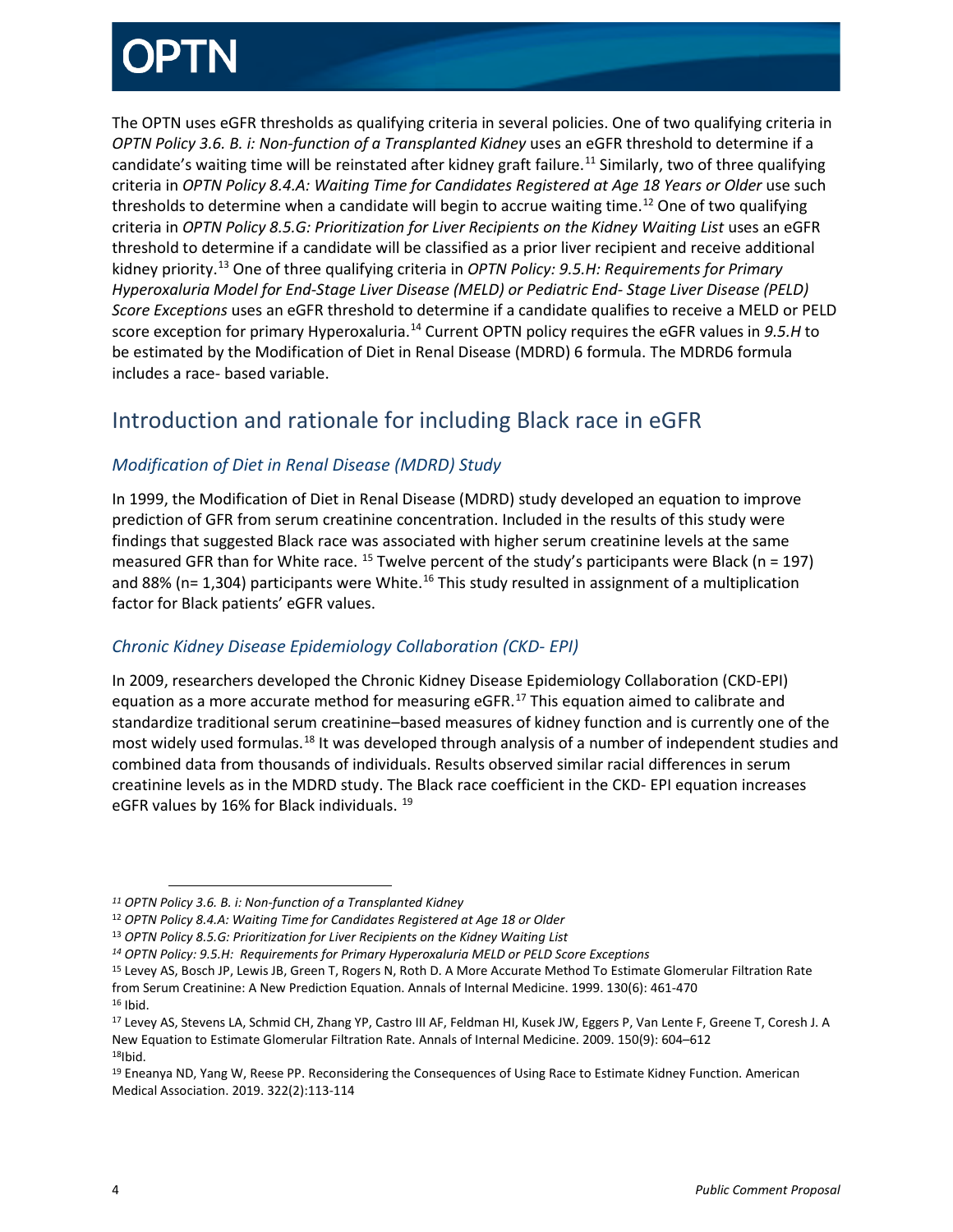The OPTN uses eGFR thresholds as qualifying criteria in several policies. One of two qualifying criteria in *OPTN Policy 3.6. B. i: Non-function of a Transplanted Kidney* uses an eGFR threshold to determine if a candidate's waiting time will be reinstated after kidney graft failure.[11] Similarly, two of three qualifying criteria in *OPTN Policy 8.4.A: Waiting Time for Candidates Registered at Age 18 Years or Older* use such thresholds to determine when a candidate will begin to accrue waiting time.[12] One of two qualifying criteria in *OPTN Policy 8.5.G: Prioritization for Liver Recipients on the Kidney Waiting List* uses an eGFR threshold to determine if a candidate will be classified as a prior liver recipient and receive additional kidney priority.[13] One of three qualifying criteria in *OPTN Policy: 9.5.H: Requirements for Primary Hyperoxaluria Model for End-Stage Liver Disease (MELD) or Pediatric End- Stage Liver Disease (PELD) Score Exceptions* uses an eGFR threshold to determine if a candidate qualifies to receive a MELD or PELD score exception for primary Hyperoxaluria.[14] Current OPTN policy requires the eGFR values in *9.5.H* to be estimated by the Modification of Diet in Renal Disease (MDRD) 6 formula. The MDRD6 formula includes a race- based variable.

## Introduction and rationale for including Black race in eGFR

### *Modification of Diet in Renal Disease (MDRD) Study*

In 1999, the Modification of Diet in Renal Disease (MDRD) study developed an equation to improve prediction of GFR from serum creatinine concentration. Included in the results of this study were findings that suggested Black race was associated with higher serum creatinine levels at the same measured GFR than for White race. [15] Twelve percent of the study's participants were Black (n = 197) and 88% (n= 1,304) participants were White.[16] This study resulted in assignment of a multiplication factor for Black patients' eGFR values.

### *Chronic Kidney Disease Epidemiology Collaboration (CKD- EPI)*

In 2009, researchers developed the Chronic Kidney Disease Epidemiology Collaboration (CKD-EPI) equation as a more accurate method for measuring eGFR.[17] This equation aimed to calibrate and standardize traditional serum creatinine–based measures of kidney function and is currently one of the most widely used formulas.[18] It was developed through analysis of a number of independent studies and combined data from thousands of individuals. Results observed similar racial differences in serum creatinine levels as in the MDRD study. The Black race coefficient in the CKD- EPI equation increases eGFR values by 16% for Black individuals. [19]

---

[11] *OPTN Policy 3.6. B. i: Non-function of a Transplanted Kidney*

[12] *OPTN Policy 8.4.A: Waiting Time for Candidates Registered at Age 18 or Older*

[13] *OPTN Policy 8.5.G: Prioritization for Liver Recipients on the Kidney Waiting List*

[14] *OPTN Policy: 9.5.H: Requirements for Primary Hyperoxaluria MELD or PELD Score Exceptions*

[15] Levey AS, Bosch JP, Lewis JB, Green T, Rogers N, Roth D. A More Accurate Method To Estimate Glomerular Filtration Rate from Serum Creatinine: A New Prediction Equation. Annals of Internal Medicine. 1999. 130(6): 461-470

[16] Ibid.

[17] Levey AS, Stevens LA, Schmid CH, Zhang YP, Castro III AF, Feldman HI, Kusek JW, Eggers P, Van Lente F, Greene T, Coresh J. A New Equation to Estimate Glomerular Filtration Rate. Annals of Internal Medicine. 2009. 150(9): 604–612

[18] Ibid.

[19] Eneanya ND, Yang W, Reese PP. Reconsidering the Consequences of Using Race to Estimate Kidney Function. American Medical Association. 2019. 322(2):113-114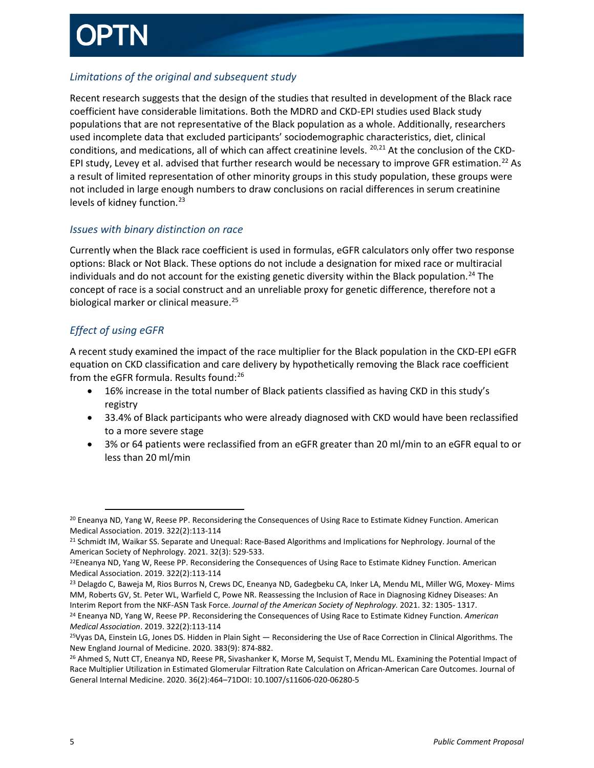### *Limitations of the original and subsequent study*

Recent research suggests that the design of the studies that resulted in development of the Black race coefficient have considerable limitations. Both the MDRD and CKD-EPI studies used Black study populations that are not representative of the Black population as a whole. Additionally, researchers used incomplete data that excluded participants' sociodemographic characteristics, diet, clinical conditions, and medications, all of which can affect creatinine levels. [20,21] At the conclusion of the CKD-EPI study, Levey et al. advised that further research would be necessary to improve GFR estimation.[22] As a result of limited representation of other minority groups in this study population, these groups were not included in large enough numbers to draw conclusions on racial differences in serum creatinine levels of kidney function.[23]

### *Issues with binary distinction on race*

Currently when the Black race coefficient is used in formulas, eGFR calculators only offer two response options: Black or Not Black. These options do not include a designation for mixed race or multiracial individuals and do not account for the existing genetic diversity within the Black population.[24] The concept of race is a social construct and an unreliable proxy for genetic difference, therefore not a biological marker or clinical measure.[25]

### *Effect of using eGFR*

A recent study examined the impact of the race multiplier for the Black population in the CKD-EPI eGFR equation on CKD classification and care delivery by hypothetically removing the Black race coefficient from the eGFR formula. Results found:[26]

- 16% increase in the total number of Black patients classified as having CKD in this study's registry
- 33.4% of Black participants who were already diagnosed with CKD would have been reclassified to a more severe stage
- 3% or 64 patients were reclassified from an eGFR greater than 20 ml/min to an eGFR equal to or less than 20 ml/min

---

[20] Eneanya ND, Yang W, Reese PP. Reconsidering the Consequences of Using Race to Estimate Kidney Function. American Medical Association. 2019. 322(2):113-114

[21] Schmidt IM, Waikar SS. Separate and Unequal: Race-Based Algorithms and Implications for Nephrology. Journal of the American Society of Nephrology. 2021. 32(3): 529-533.

[22] Eneanya ND, Yang W, Reese PP. Reconsidering the Consequences of Using Race to Estimate Kidney Function. American Medical Association. 2019. 322(2):113-114

[23] Delagdo C, Baweja M, Rios Burros N, Crews DC, Eneanya ND, Gadegbeku CA, Inker LA, Mendu ML, Miller WG, Moxey- Mims MM, Roberts GV, St. Peter WL, Warfield C, Powe NR. Reassessing the Inclusion of Race in Diagnosing Kidney Diseases: An Interim Report from the NKF-ASN Task Force. *Journal of the American Society of Nephrology.* 2021. 32: 1305- 1317.

[24] Eneanya ND, Yang W, Reese PP. Reconsidering the Consequences of Using Race to Estimate Kidney Function. *American Medical Association*. 2019. 322(2):113-114

[25] Vyas DA, Einstein LG, Jones DS. Hidden in Plain Sight — Reconsidering the Use of Race Correction in Clinical Algorithms. The New England Journal of Medicine. 2020. 383(9): 874-882.

[26] Ahmed S, Nutt CT, Eneanya ND, Reese PR, Sivashanker K, Morse M, Sequist T, Mendu ML. Examining the Potential Impact of Race Multiplier Utilization in Estimated Glomerular Filtration Rate Calculation on African-American Care Outcomes. Journal of General Internal Medicine. 2020. 36(2):464–71DOI: 10.1007/s11606-020-06280-5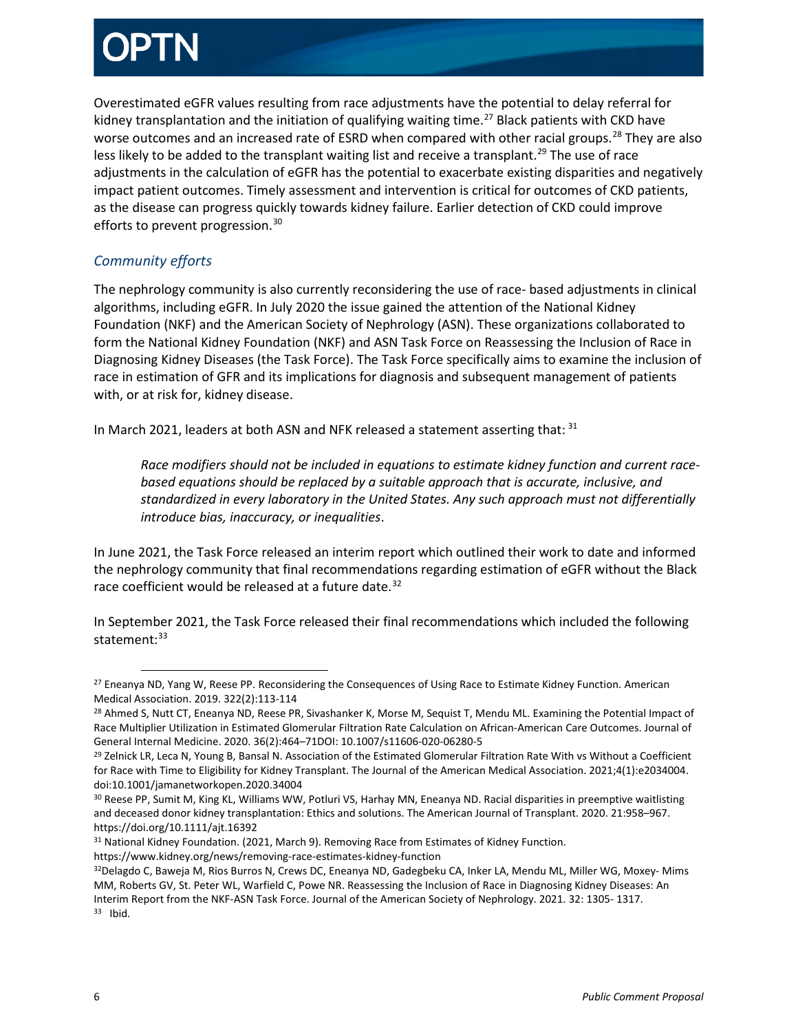Overestimated eGFR values resulting from race adjustments have the potential to delay referral for kidney transplantation and the initiation of qualifying waiting time.[27] Black patients with CKD have worse outcomes and an increased rate of ESRD when compared with other racial groups.[28] They are also less likely to be added to the transplant waiting list and receive a transplant.[29] The use of race adjustments in the calculation of eGFR has the potential to exacerbate existing disparities and negatively impact patient outcomes. Timely assessment and intervention is critical for outcomes of CKD patients, as the disease can progress quickly towards kidney failure. Earlier detection of CKD could improve efforts to prevent progression.[30]

### *Community efforts*

The nephrology community is also currently reconsidering the use of race- based adjustments in clinical algorithms, including eGFR. In July 2020 the issue gained the attention of the National Kidney Foundation (NKF) and the American Society of Nephrology (ASN). These organizations collaborated to form the National Kidney Foundation (NKF) and ASN Task Force on Reassessing the Inclusion of Race in Diagnosing Kidney Diseases (the Task Force). The Task Force specifically aims to examine the inclusion of race in estimation of GFR and its implications for diagnosis and subsequent management of patients with, or at risk for, kidney disease.

In March 2021, leaders at both ASN and NFK released a statement asserting that: [31]

> *Race modifiers should not be included in equations to estimate kidney function and current race-based equations should be replaced by a suitable approach that is accurate, inclusive, and standardized in every laboratory in the United States. Any such approach must not differentially introduce bias, inaccuracy, or inequalities*.

In June 2021, the Task Force released an interim report which outlined their work to date and informed the nephrology community that final recommendations regarding estimation of eGFR without the Black race coefficient would be released at a future date.[32]

In September 2021, the Task Force released their final recommendations which included the following statement:[33]

---

[27] Eneanya ND, Yang W, Reese PP. Reconsidering the Consequences of Using Race to Estimate Kidney Function. American Medical Association. 2019. 322(2):113-114

[28] Ahmed S, Nutt CT, Eneanya ND, Reese PR, Sivashanker K, Morse M, Sequist T, Mendu ML. Examining the Potential Impact of Race Multiplier Utilization in Estimated Glomerular Filtration Rate Calculation on African-American Care Outcomes. Journal of General Internal Medicine. 2020. 36(2):464–71DOI: 10.1007/s11606-020-06280-5

[29] Zelnick LR, Leca N, Young B, Bansal N. Association of the Estimated Glomerular Filtration Rate With vs Without a Coefficient for Race with Time to Eligibility for Kidney Transplant. The Journal of the American Medical Association. 2021;4(1):e2034004. doi:10.1001/jamanetworkopen.2020.34004

[30] Reese PP, Sumit M, King KL, Williams WW, Potluri VS, Harhay MN, Eneanya ND. Racial disparities in preemptive waitlisting and deceased donor kidney transplantation: Ethics and solutions. The American Journal of Transplant. 2020. 21:958–967. https://doi.org/10.1111/ajt.16392

[31] National Kidney Foundation. (2021, March 9). Removing Race from Estimates of Kidney Function. https://www.kidney.org/news/removing-race-estimates-kidney-function

[32] Delagdo C, Baweja M, Rios Burros N, Crews DC, Eneanya ND, Gadegbeku CA, Inker LA, Mendu ML, Miller WG, Moxey- Mims MM, Roberts GV, St. Peter WL, Warfield C, Powe NR. Reassessing the Inclusion of Race in Diagnosing Kidney Diseases: An Interim Report from the NKF-ASN Task Force. Journal of the American Society of Nephrology. 2021. 32: 1305- 1317.

[33] Ibid.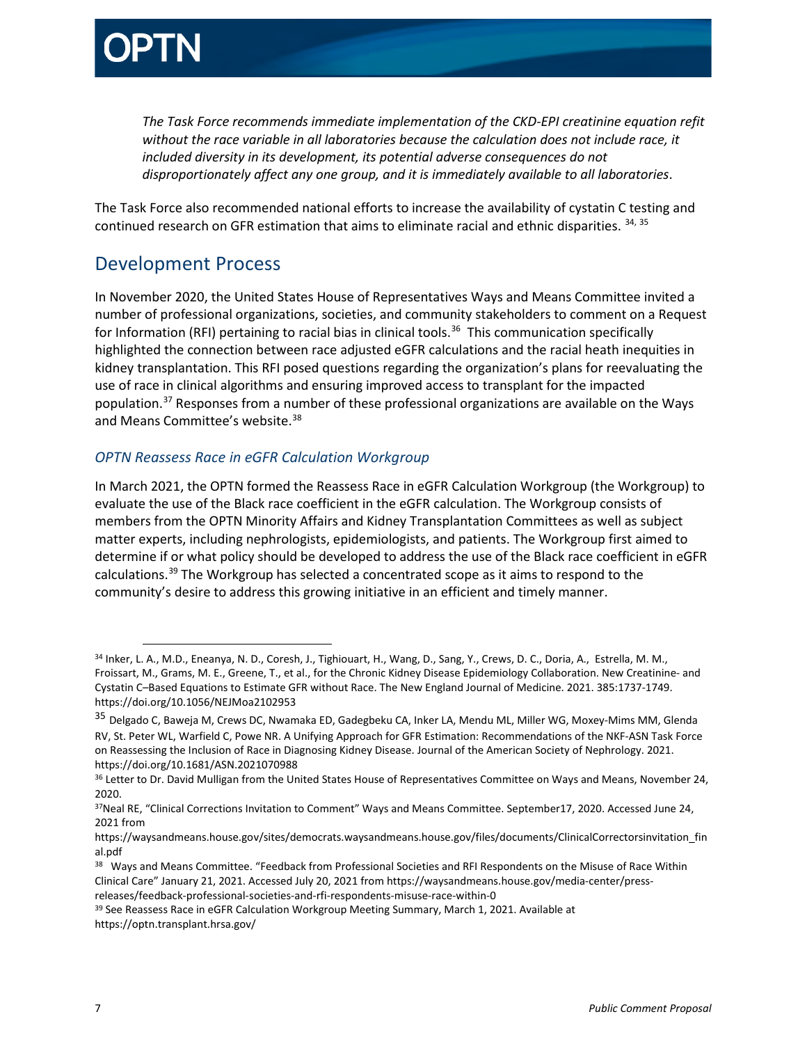*The Task Force recommends immediate implementation of the CKD-EPI creatinine equation refit without the race variable in all laboratories because the calculation does not include race, it included diversity in its development, its potential adverse consequences do not disproportionately affect any one group, and it is immediately available to all laboratories*.

The Task Force also recommended national efforts to increase the availability of cystatin C testing and continued research on GFR estimation that aims to eliminate racial and ethnic disparities. [34, 35]

## Development Process

In November 2020, the United States House of Representatives Ways and Means Committee invited a number of professional organizations, societies, and community stakeholders to comment on a Request for Information (RFI) pertaining to racial bias in clinical tools.[36] This communication specifically highlighted the connection between race adjusted eGFR calculations and the racial heath inequities in kidney transplantation. This RFI posed questions regarding the organization's plans for reevaluating the use of race in clinical algorithms and ensuring improved access to transplant for the impacted population.[37] Responses from a number of these professional organizations are available on the Ways and Means Committee's website.[38]

### *OPTN Reassess Race in eGFR Calculation Workgroup*

In March 2021, the OPTN formed the Reassess Race in eGFR Calculation Workgroup (the Workgroup) to evaluate the use of the Black race coefficient in the eGFR calculation. The Workgroup consists of members from the OPTN Minority Affairs and Kidney Transplantation Committees as well as subject matter experts, including nephrologists, epidemiologists, and patients. The Workgroup first aimed to determine if or what policy should be developed to address the use of the Black race coefficient in eGFR calculations.[39] The Workgroup has selected a concentrated scope as it aims to respond to the community's desire to address this growing initiative in an efficient and timely manner.

---

[34] Inker, L. A., M.D., Eneanya, N. D., Coresh, J., Tighiouart, H., Wang, D., Sang, Y., Crews, D. C., Doria, A., Estrella, M. M., Froissart, M., Grams, M. E., Greene, T., et al., for the Chronic Kidney Disease Epidemiology Collaboration. New Creatinine- and Cystatin C–Based Equations to Estimate GFR without Race. The New England Journal of Medicine. 2021. 385:1737-1749. https://doi.org/10.1056/NEJMoa2102953

[35] Delgado C, Baweja M, Crews DC, Nwamaka ED, Gadegbeku CA, Inker LA, Mendu ML, Miller WG, Moxey-Mims MM, Glenda RV, St. Peter WL, Warfield C, Powe NR. A Unifying Approach for GFR Estimation: Recommendations of the NKF-ASN Task Force on Reassessing the Inclusion of Race in Diagnosing Kidney Disease. Journal of the American Society of Nephrology. 2021. https://doi.org/10.1681/ASN.2021070988

[36] Letter to Dr. David Mulligan from the United States House of Representatives Committee on Ways and Means, November 24, 2020.

[37] Neal RE, "Clinical Corrections Invitation to Comment" Ways and Means Committee. September17, 2020. Accessed June 24, 2021 from https://waysandmeans.house.gov/sites/democrats.waysandmeans.house.gov/files/documents/ClinicalCorrectorsinvitation_final.pdf

[38] Ways and Means Committee. "Feedback from Professional Societies and RFI Respondents on the Misuse of Race Within Clinical Care" January 21, 2021. Accessed July 20, 2021 from https://waysandmeans.house.gov/media-center/press-releases/feedback-professional-societies-and-rfi-respondents-misuse-race-within-0

[39] See Reassess Race in eGFR Calculation Workgroup Meeting Summary, March 1, 2021. Available at https://optn.transplant.hrsa.gov/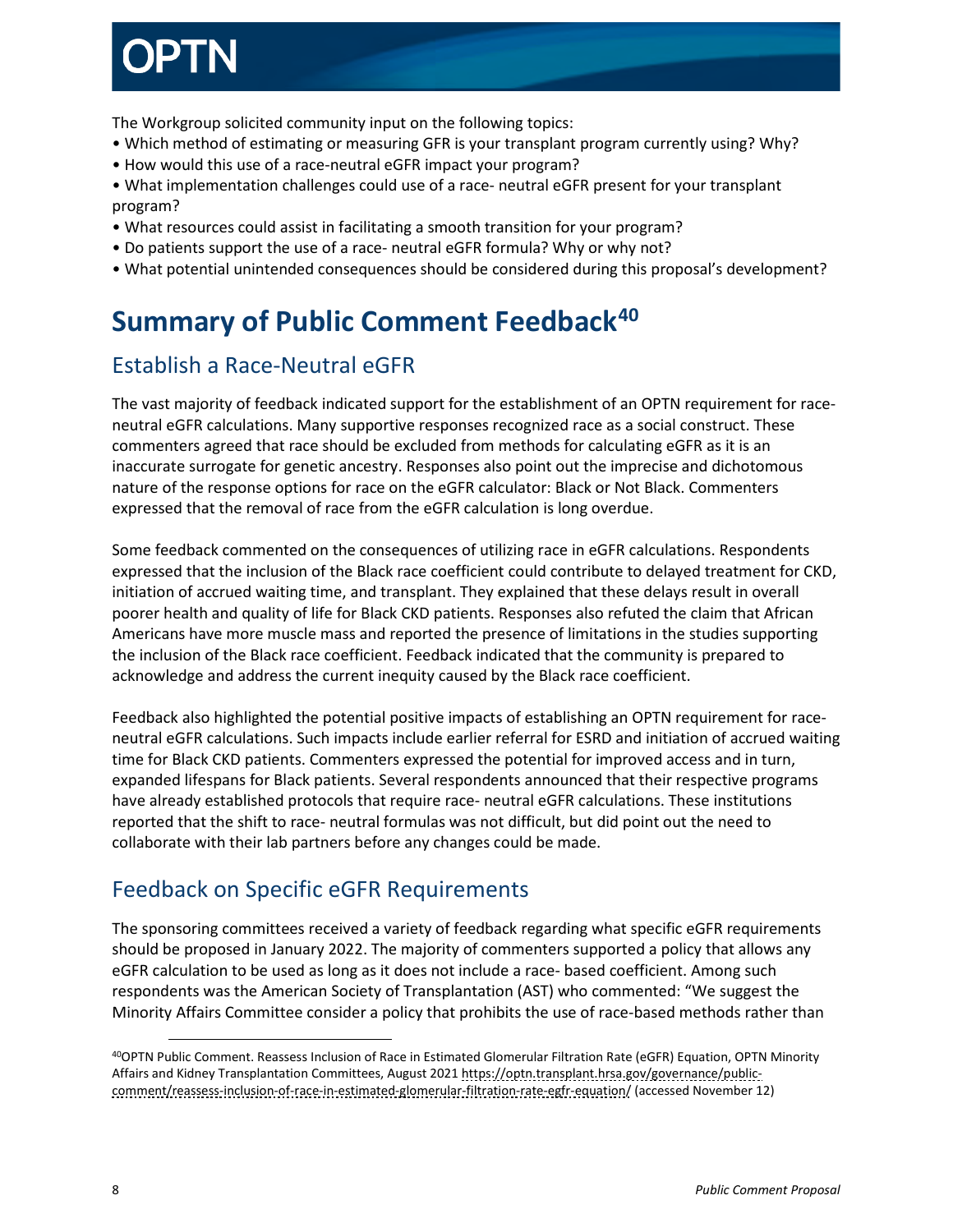The Workgroup solicited community input on the following topics:

- Which method of estimating or measuring GFR is your transplant program currently using? Why?
- How would this use of a race-neutral eGFR impact your program?
- What implementation challenges could use of a race- neutral eGFR present for your transplant program?
- What resources could assist in facilitating a smooth transition for your program?
- Do patients support the use of a race- neutral eGFR formula? Why or why not?
- What potential unintended consequences should be considered during this proposal's development?

# Summary of Public Comment Feedback[40]

## Establish a Race-Neutral eGFR

The vast majority of feedback indicated support for the establishment of an OPTN requirement for race-neutral eGFR calculations. Many supportive responses recognized race as a social construct. These commenters agreed that race should be excluded from methods for calculating eGFR as it is an inaccurate surrogate for genetic ancestry. Responses also point out the imprecise and dichotomous nature of the response options for race on the eGFR calculator: Black or Not Black. Commenters expressed that the removal of race from the eGFR calculation is long overdue.

Some feedback commented on the consequences of utilizing race in eGFR calculations. Respondents expressed that the inclusion of the Black race coefficient could contribute to delayed treatment for CKD, initiation of accrued waiting time, and transplant. They explained that these delays result in overall poorer health and quality of life for Black CKD patients. Responses also refuted the claim that African Americans have more muscle mass and reported the presence of limitations in the studies supporting the inclusion of the Black race coefficient. Feedback indicated that the community is prepared to acknowledge and address the current inequity caused by the Black race coefficient.

Feedback also highlighted the potential positive impacts of establishing an OPTN requirement for race-neutral eGFR calculations. Such impacts include earlier referral for ESRD and initiation of accrued waiting time for Black CKD patients. Commenters expressed the potential for improved access and in turn, expanded lifespans for Black patients. Several respondents announced that their respective programs have already established protocols that require race- neutral eGFR calculations. These institutions reported that the shift to race- neutral formulas was not difficult, but did point out the need to collaborate with their lab partners before any changes could be made.

## Feedback on Specific eGFR Requirements

The sponsoring committees received a variety of feedback regarding what specific eGFR requirements should be proposed in January 2022. The majority of commenters supported a policy that allows any eGFR calculation to be used as long as it does not include a race- based coefficient. Among such respondents was the American Society of Transplantation (AST) who commented: "We suggest the Minority Affairs Committee consider a policy that prohibits the use of race-based methods rather than

[40] OPTN Public Comment. Reassess Inclusion of Race in Estimated Glomerular Filtration Rate (eGFR) Equation, OPTN Minority Affairs and Kidney Transplantation Committees, August 2021 https://optn.transplant.hrsa.gov/governance/public-comment/reassess-inclusion-of-race-in-estimated-glomerular-filtration-rate-egfr-equation/ (accessed November 12)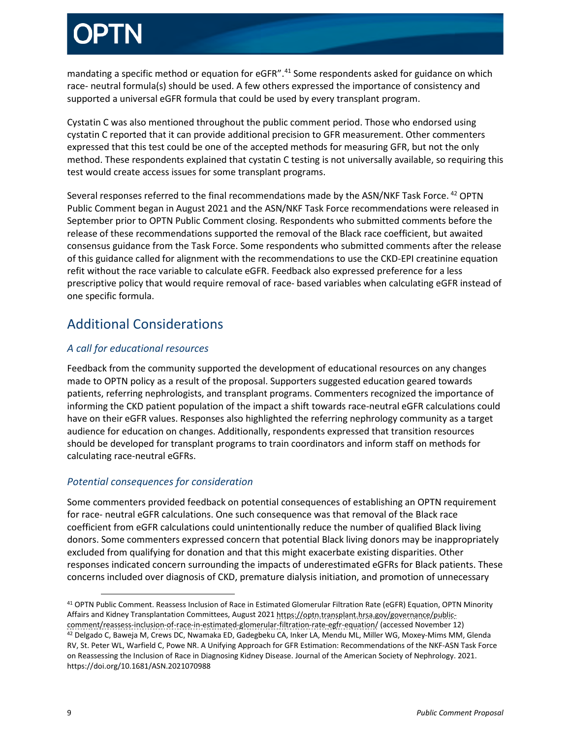mandating a specific method or equation for eGFR".[41] Some respondents asked for guidance on which race- neutral formula(s) should be used. A few others expressed the importance of consistency and supported a universal eGFR formula that could be used by every transplant program.

Cystatin C was also mentioned throughout the public comment period. Those who endorsed using cystatin C reported that it can provide additional precision to GFR measurement. Other commenters expressed that this test could be one of the accepted methods for measuring GFR, but not the only method. These respondents explained that cystatin C testing is not universally available, so requiring this test would create access issues for some transplant programs.

Several responses referred to the final recommendations made by the ASN/NKF Task Force. [42] OPTN Public Comment began in August 2021 and the ASN/NKF Task Force recommendations were released in September prior to OPTN Public Comment closing. Respondents who submitted comments before the release of these recommendations supported the removal of the Black race coefficient, but awaited consensus guidance from the Task Force. Some respondents who submitted comments after the release of this guidance called for alignment with the recommendations to use the CKD-EPI creatinine equation refit without the race variable to calculate eGFR. Feedback also expressed preference for a less prescriptive policy that would require removal of race- based variables when calculating eGFR instead of one specific formula.

## Additional Considerations

### *A call for educational resources*

Feedback from the community supported the development of educational resources on any changes made to OPTN policy as a result of the proposal. Supporters suggested education geared towards patients, referring nephrologists, and transplant programs. Commenters recognized the importance of informing the CKD patient population of the impact a shift towards race-neutral eGFR calculations could have on their eGFR values. Responses also highlighted the referring nephrology community as a target audience for education on changes. Additionally, respondents expressed that transition resources should be developed for transplant programs to train coordinators and inform staff on methods for calculating race-neutral eGFRs.

### *Potential consequences for consideration*

Some commenters provided feedback on potential consequences of establishing an OPTN requirement for race- neutral eGFR calculations. One such consequence was that removal of the Black race coefficient from eGFR calculations could unintentionally reduce the number of qualified Black living donors. Some commenters expressed concern that potential Black living donors may be inappropriately excluded from qualifying for donation and that this might exacerbate existing disparities. Other responses indicated concern surrounding the impacts of underestimated eGFRs for Black patients. These concerns included over diagnosis of CKD, premature dialysis initiation, and promotion of unnecessary

---

[41] OPTN Public Comment. Reassess Inclusion of Race in Estimated Glomerular Filtration Rate (eGFR) Equation, OPTN Minority Affairs and Kidney Transplantation Committees, August 2021 https://optn.transplant.hrsa.gov/governance/public-comment/reassess-inclusion-of-race-in-estimated-glomerular-filtration-rate-egfr-equation/ (accessed November 12)

[42] Delgado C, Baweja M, Crews DC, Nwamaka ED, Gadegbeku CA, Inker LA, Mendu ML, Miller WG, Moxey-Mims MM, Glenda RV, St. Peter WL, Warfield C, Powe NR. A Unifying Approach for GFR Estimation: Recommendations of the NKF-ASN Task Force on Reassessing the Inclusion of Race in Diagnosing Kidney Disease. Journal of the American Society of Nephrology. 2021. https://doi.org/10.1681/ASN.2021070988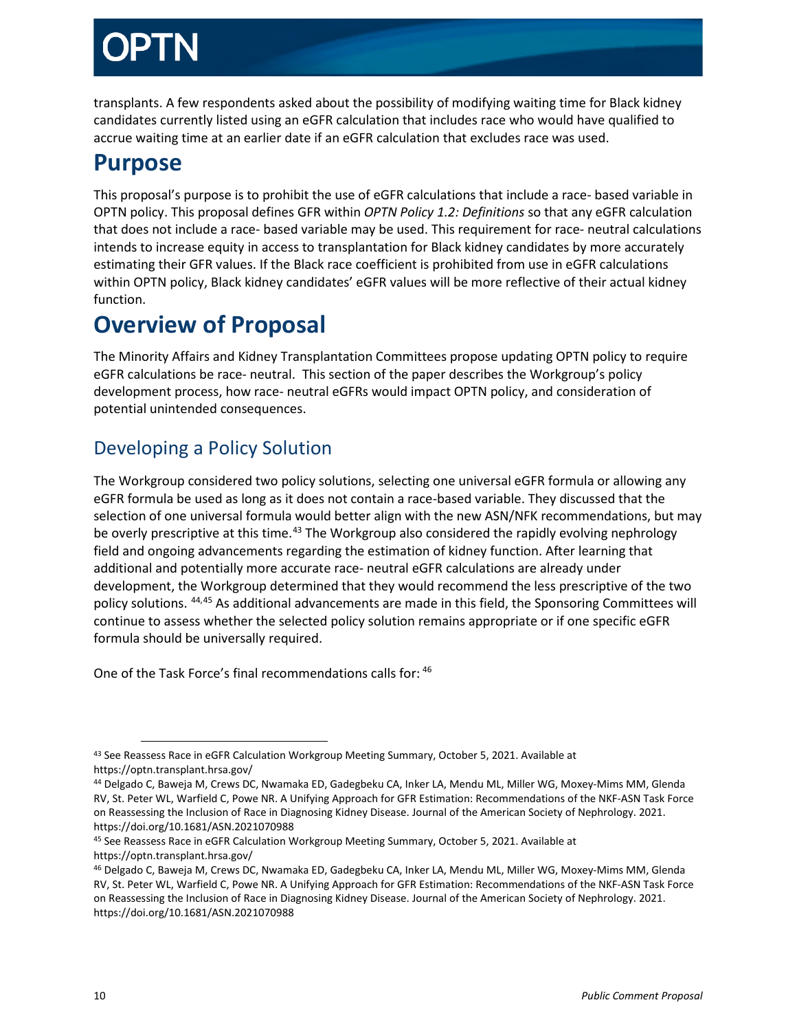transplants. A few respondents asked about the possibility of modifying waiting time for Black kidney candidates currently listed using an eGFR calculation that includes race who would have qualified to accrue waiting time at an earlier date if an eGFR calculation that excludes race was used.

# Purpose

This proposal's purpose is to prohibit the use of eGFR calculations that include a race- based variable in OPTN policy. This proposal defines GFR within *OPTN Policy 1.2: Definitions* so that any eGFR calculation that does not include a race- based variable may be used. This requirement for race- neutral calculations intends to increase equity in access to transplantation for Black kidney candidates by more accurately estimating their GFR values. If the Black race coefficient is prohibited from use in eGFR calculations within OPTN policy, Black kidney candidates' eGFR values will be more reflective of their actual kidney function.

# Overview of Proposal

The Minority Affairs and Kidney Transplantation Committees propose updating OPTN policy to require eGFR calculations be race- neutral. This section of the paper describes the Workgroup's policy development process, how race- neutral eGFRs would impact OPTN policy, and consideration of potential unintended consequences.

## Developing a Policy Solution

The Workgroup considered two policy solutions, selecting one universal eGFR formula or allowing any eGFR formula be used as long as it does not contain a race-based variable. They discussed that the selection of one universal formula would better align with the new ASN/NFK recommendations, but may be overly prescriptive at this time.[43] The Workgroup also considered the rapidly evolving nephrology field and ongoing advancements regarding the estimation of kidney function. After learning that additional and potentially more accurate race- neutral eGFR calculations are already under development, the Workgroup determined that they would recommend the less prescriptive of the two policy solutions. [44,45] As additional advancements are made in this field, the Sponsoring Committees will continue to assess whether the selected policy solution remains appropriate or if one specific eGFR formula should be universally required.

One of the Task Force's final recommendations calls for: [46]

---

[43] See Reassess Race in eGFR Calculation Workgroup Meeting Summary, October 5, 2021. Available at https://optn.transplant.hrsa.gov/

[44] Delgado C, Baweja M, Crews DC, Nwamaka ED, Gadegbeku CA, Inker LA, Mendu ML, Miller WG, Moxey-Mims MM, Glenda RV, St. Peter WL, Warfield C, Powe NR. A Unifying Approach for GFR Estimation: Recommendations of the NKF-ASN Task Force on Reassessing the Inclusion of Race in Diagnosing Kidney Disease. Journal of the American Society of Nephrology. 2021. https://doi.org/10.1681/ASN.2021070988

[45] See Reassess Race in eGFR Calculation Workgroup Meeting Summary, October 5, 2021. Available at https://optn.transplant.hrsa.gov/

[46] Delgado C, Baweja M, Crews DC, Nwamaka ED, Gadegbeku CA, Inker LA, Mendu ML, Miller WG, Moxey-Mims MM, Glenda RV, St. Peter WL, Warfield C, Powe NR. A Unifying Approach for GFR Estimation: Recommendations of the NKF-ASN Task Force on Reassessing the Inclusion of Race in Diagnosing Kidney Disease. Journal of the American Society of Nephrology. 2021. https://doi.org/10.1681/ASN.2021070988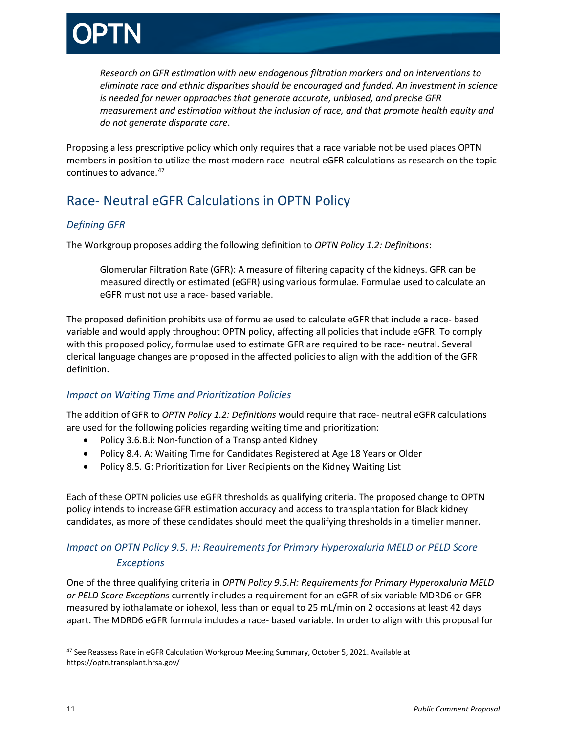*Research on GFR estimation with new endogenous filtration markers and on interventions to eliminate race and ethnic disparities should be encouraged and funded. An investment in science is needed for newer approaches that generate accurate, unbiased, and precise GFR measurement and estimation without the inclusion of race, and that promote health equity and do not generate disparate care*.

Proposing a less prescriptive policy which only requires that a race variable not be used places OPTN members in position to utilize the most modern race- neutral eGFR calculations as research on the topic continues to advance.[47]

## Race- Neutral eGFR Calculations in OPTN Policy

### *Defining GFR*

The Workgroup proposes adding the following definition to *OPTN Policy 1.2: Definitions*:

> Glomerular Filtration Rate (GFR): A measure of filtering capacity of the kidneys. GFR can be measured directly or estimated (eGFR) using various formulae. Formulae used to calculate an eGFR must not use a race- based variable.

The proposed definition prohibits use of formulae used to calculate eGFR that include a race- based variable and would apply throughout OPTN policy, affecting all policies that include eGFR. To comply with this proposed policy, formulae used to estimate GFR are required to be race- neutral. Several clerical language changes are proposed in the affected policies to align with the addition of the GFR definition.

### *Impact on Waiting Time and Prioritization Policies*

The addition of GFR to *OPTN Policy 1.2: Definitions* would require that race- neutral eGFR calculations are used for the following policies regarding waiting time and prioritization:

- Policy 3.6.B.i: Non-function of a Transplanted Kidney
- Policy 8.4. A: Waiting Time for Candidates Registered at Age 18 Years or Older
- Policy 8.5. G: Prioritization for Liver Recipients on the Kidney Waiting List

Each of these OPTN policies use eGFR thresholds as qualifying criteria. The proposed change to OPTN policy intends to increase GFR estimation accuracy and access to transplantation for Black kidney candidates, as more of these candidates should meet the qualifying thresholds in a timelier manner.

### *Impact on OPTN Policy 9.5. H: Requirements for Primary Hyperoxaluria MELD or PELD Score Exceptions*

One of the three qualifying criteria in *OPTN Policy 9.5.H: Requirements for Primary Hyperoxaluria MELD or PELD Score Exceptions* currently includes a requirement for an eGFR of six variable MDRD6 or GFR measured by iothalamate or iohexol, less than or equal to 25 mL/min on 2 occasions at least 42 days apart. The MDRD6 eGFR formula includes a race- based variable. In order to align with this proposal for

[47] See Reassess Race in eGFR Calculation Workgroup Meeting Summary, October 5, 2021. Available at https://optn.transplant.hrsa.gov/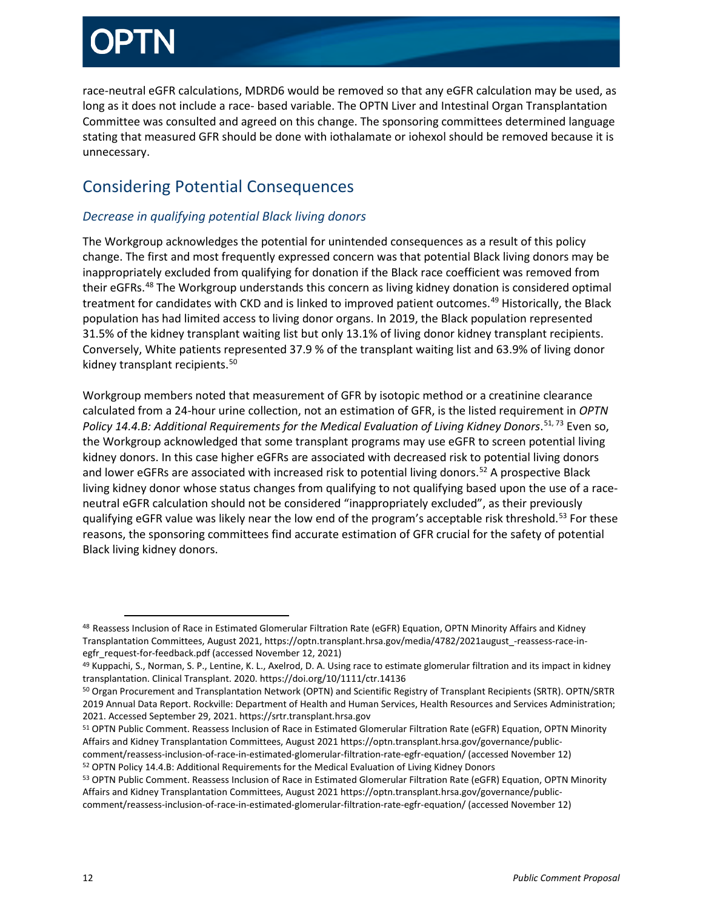race-neutral eGFR calculations, MDRD6 would be removed so that any eGFR calculation may be used, as long as it does not include a race- based variable. The OPTN Liver and Intestinal Organ Transplantation Committee was consulted and agreed on this change. The sponsoring committees determined language stating that measured GFR should be done with iothalamate or iohexol should be removed because it is unnecessary.

## Considering Potential Consequences

### *Decrease in qualifying potential Black living donors*

The Workgroup acknowledges the potential for unintended consequences as a result of this policy change. The first and most frequently expressed concern was that potential Black living donors may be inappropriately excluded from qualifying for donation if the Black race coefficient was removed from their eGFRs.[48] The Workgroup understands this concern as living kidney donation is considered optimal treatment for candidates with CKD and is linked to improved patient outcomes.[49] Historically, the Black population has had limited access to living donor organs. In 2019, the Black population represented 31.5% of the kidney transplant waiting list but only 13.1% of living donor kidney transplant recipients. Conversely, White patients represented 37.9 % of the transplant waiting list and 63.9% of living donor kidney transplant recipients.[50]

Workgroup members noted that measurement of GFR by isotopic method or a creatinine clearance calculated from a 24-hour urine collection, not an estimation of GFR, is the listed requirement in *OPTN Policy 14.4.B: Additional Requirements for the Medical Evaluation of Living Kidney Donors*.[51, 73] Even so, the Workgroup acknowledged that some transplant programs may use eGFR to screen potential living kidney donors. In this case higher eGFRs are associated with decreased risk to potential living donors and lower eGFRs are associated with increased risk to potential living donors.[52] A prospective Black living kidney donor whose status changes from qualifying to not qualifying based upon the use of a race-neutral eGFR calculation should not be considered "inappropriately excluded", as their previously qualifying eGFR value was likely near the low end of the program's acceptable risk threshold.[53] For these reasons, the sponsoring committees find accurate estimation of GFR crucial for the safety of potential Black living kidney donors.

---

[48] Reassess Inclusion of Race in Estimated Glomerular Filtration Rate (eGFR) Equation, OPTN Minority Affairs and Kidney Transplantation Committees, August 2021, https://optn.transplant.hrsa.gov/media/4782/2021august_-reassess-race-in-egfr_request-for-feedback.pdf (accessed November 12, 2021)

[49] Kuppachi, S., Norman, S. P., Lentine, K. L., Axelrod, D. A. Using race to estimate glomerular filtration and its impact in kidney transplantation. Clinical Transplant. 2020. https://doi.org/10/1111/ctr.14136

[50] Organ Procurement and Transplantation Network (OPTN) and Scientific Registry of Transplant Recipients (SRTR). OPTN/SRTR 2019 Annual Data Report. Rockville: Department of Health and Human Services, Health Resources and Services Administration; 2021. Accessed September 29, 2021. https://srtr.transplant.hrsa.gov

[51] OPTN Public Comment. Reassess Inclusion of Race in Estimated Glomerular Filtration Rate (eGFR) Equation, OPTN Minority Affairs and Kidney Transplantation Committees, August 2021 https://optn.transplant.hrsa.gov/governance/public-comment/reassess-inclusion-of-race-in-estimated-glomerular-filtration-rate-egfr-equation/ (accessed November 12)

[52] OPTN Policy 14.4.B: Additional Requirements for the Medical Evaluation of Living Kidney Donors

[53] OPTN Public Comment. Reassess Inclusion of Race in Estimated Glomerular Filtration Rate (eGFR) Equation, OPTN Minority Affairs and Kidney Transplantation Committees, August 2021 https://optn.transplant.hrsa.gov/governance/public-comment/reassess-inclusion-of-race-in-estimated-glomerular-filtration-rate-egfr-equation/ (accessed November 12)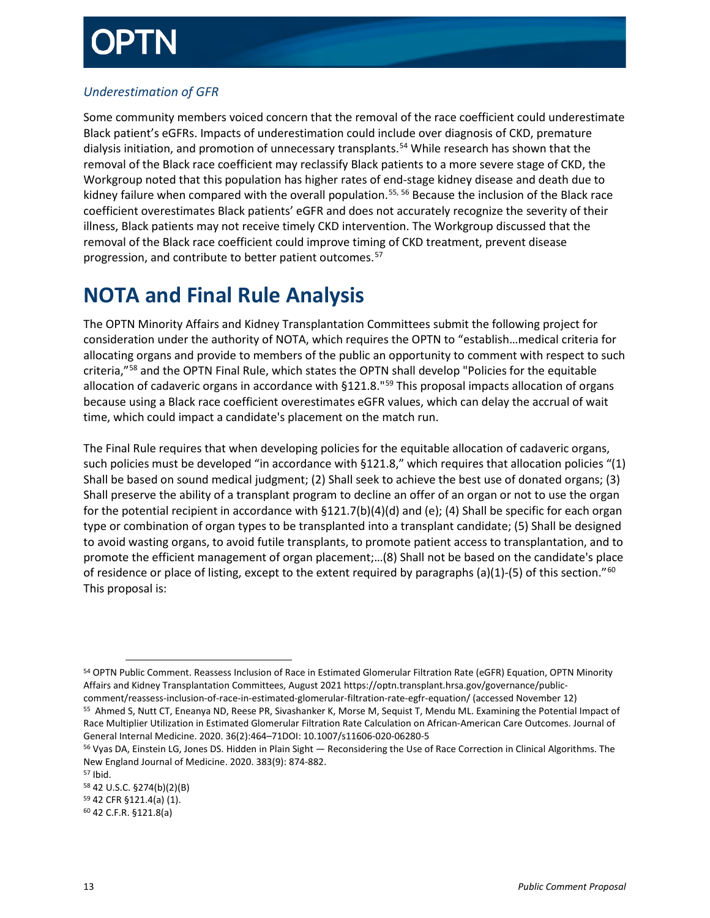### *Underestimation of GFR*

Some community members voiced concern that the removal of the race coefficient could underestimate Black patient's eGFRs. Impacts of underestimation could include over diagnosis of CKD, premature dialysis initiation, and promotion of unnecessary transplants.[54] While research has shown that the removal of the Black race coefficient may reclassify Black patients to a more severe stage of CKD, the Workgroup noted that this population has higher rates of end-stage kidney disease and death due to kidney failure when compared with the overall population.[55, 56] Because the inclusion of the Black race coefficient overestimates Black patients' eGFR and does not accurately recognize the severity of their illness, Black patients may not receive timely CKD intervention. The Workgroup discussed that the removal of the Black race coefficient could improve timing of CKD treatment, prevent disease progression, and contribute to better patient outcomes.[57]

# NOTA and Final Rule Analysis

The OPTN Minority Affairs and Kidney Transplantation Committees submit the following project for consideration under the authority of NOTA, which requires the OPTN to "establish…medical criteria for allocating organs and provide to members of the public an opportunity to comment with respect to such criteria,"[58] and the OPTN Final Rule, which states the OPTN shall develop "Policies for the equitable allocation of cadaveric organs in accordance with §121.8."[59] This proposal impacts allocation of organs because using a Black race coefficient overestimates eGFR values, which can delay the accrual of wait time, which could impact a candidate's placement on the match run.

The Final Rule requires that when developing policies for the equitable allocation of cadaveric organs, such policies must be developed "in accordance with §121.8," which requires that allocation policies "(1) Shall be based on sound medical judgment; (2) Shall seek to achieve the best use of donated organs; (3) Shall preserve the ability of a transplant program to decline an offer of an organ or not to use the organ for the potential recipient in accordance with §121.7(b)(4)(d) and (e); (4) Shall be specific for each organ type or combination of organ types to be transplanted into a transplant candidate; (5) Shall be designed to avoid wasting organs, to avoid futile transplants, to promote patient access to transplantation, and to promote the efficient management of organ placement;…(8) Shall not be based on the candidate's place of residence or place of listing, except to the extent required by paragraphs (a)(1)-(5) of this section."[60] This proposal is:

---

[54] OPTN Public Comment. Reassess Inclusion of Race in Estimated Glomerular Filtration Rate (eGFR) Equation, OPTN Minority Affairs and Kidney Transplantation Committees, August 2021 https://optn.transplant.hrsa.gov/governance/public-comment/reassess-inclusion-of-race-in-estimated-glomerular-filtration-rate-egfr-equation/ (accessed November 12)

[55] Ahmed S, Nutt CT, Eneanya ND, Reese PR, Sivashanker K, Morse M, Sequist T, Mendu ML. Examining the Potential Impact of Race Multiplier Utilization in Estimated Glomerular Filtration Rate Calculation on African-American Care Outcomes. Journal of General Internal Medicine. 2020. 36(2):464–71DOI: 10.1007/s11606-020-06280-5

[56] Vyas DA, Einstein LG, Jones DS. Hidden in Plain Sight — Reconsidering the Use of Race Correction in Clinical Algorithms. The New England Journal of Medicine. 2020. 383(9): 874-882.

[57] Ibid.

[58] 42 U.S.C. §274(b)(2)(B)

[59] 42 CFR §121.4(a) (1).

[60] 42 C.F.R. §121.8(a)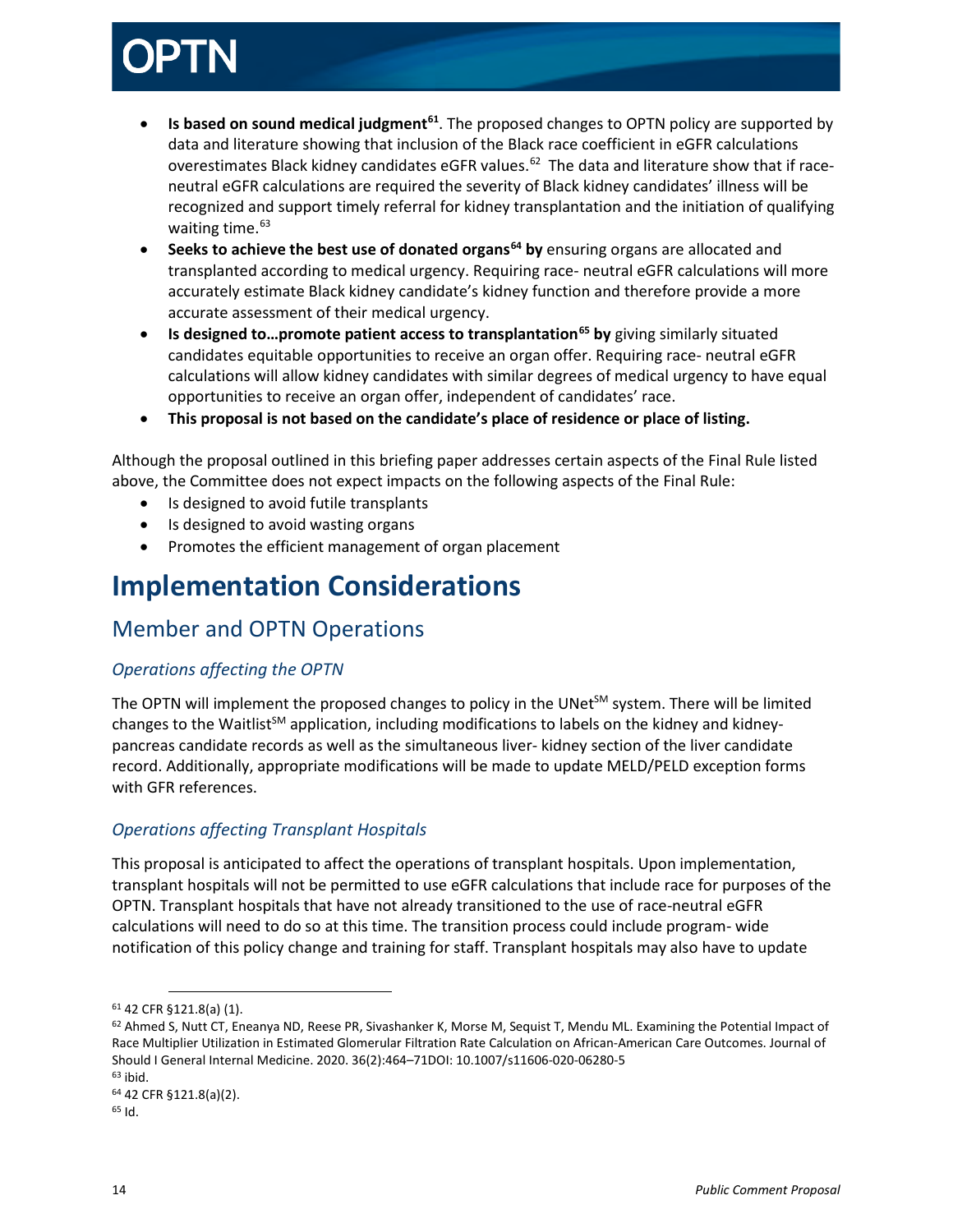- **Is based on sound medical judgment[61]**. The proposed changes to OPTN policy are supported by data and literature showing that inclusion of the Black race coefficient in eGFR calculations overestimates Black kidney candidates eGFR values.[62] The data and literature show that if race-neutral eGFR calculations are required the severity of Black kidney candidates' illness will be recognized and support timely referral for kidney transplantation and the initiation of qualifying waiting time.[63]
- **Seeks to achieve the best use of donated organs[64] by** ensuring organs are allocated and transplanted according to medical urgency. Requiring race- neutral eGFR calculations will more accurately estimate Black kidney candidate's kidney function and therefore provide a more accurate assessment of their medical urgency.
- **Is designed to…promote patient access to transplantation[65] by** giving similarly situated candidates equitable opportunities to receive an organ offer. Requiring race- neutral eGFR calculations will allow kidney candidates with similar degrees of medical urgency to have equal opportunities to receive an organ offer, independent of candidates' race.
- **This proposal is not based on the candidate's place of residence or place of listing.**

Although the proposal outlined in this briefing paper addresses certain aspects of the Final Rule listed above, the Committee does not expect impacts on the following aspects of the Final Rule:

- Is designed to avoid futile transplants
- Is designed to avoid wasting organs
- Promotes the efficient management of organ placement

# Implementation Considerations

## Member and OPTN Operations

### *Operations affecting the OPTN*

The OPTN will implement the proposed changes to policy in the UNet℠ system. There will be limited changes to the Waitlist℠ application, including modifications to labels on the kidney and kidney-pancreas candidate records as well as the simultaneous liver- kidney section of the liver candidate record. Additionally, appropriate modifications will be made to update MELD/PELD exception forms with GFR references.

### *Operations affecting Transplant Hospitals*

This proposal is anticipated to affect the operations of transplant hospitals. Upon implementation, transplant hospitals will not be permitted to use eGFR calculations that include race for purposes of the OPTN. Transplant hospitals that have not already transitioned to the use of race-neutral eGFR calculations will need to do so at this time. The transition process could include program- wide notification of this policy change and training for staff. Transplant hospitals may also have to update

---

[61] 42 CFR §121.8(a) (1).

[62] Ahmed S, Nutt CT, Eneanya ND, Reese PR, Sivashanker K, Morse M, Sequist T, Mendu ML. Examining the Potential Impact of Race Multiplier Utilization in Estimated Glomerular Filtration Rate Calculation on African-American Care Outcomes. Journal of Should I General Internal Medicine. 2020. 36(2):464–71DOI: 10.1007/s11606-020-06280-5

[63] ibid.

[64] 42 CFR §121.8(a)(2).

[65] Id.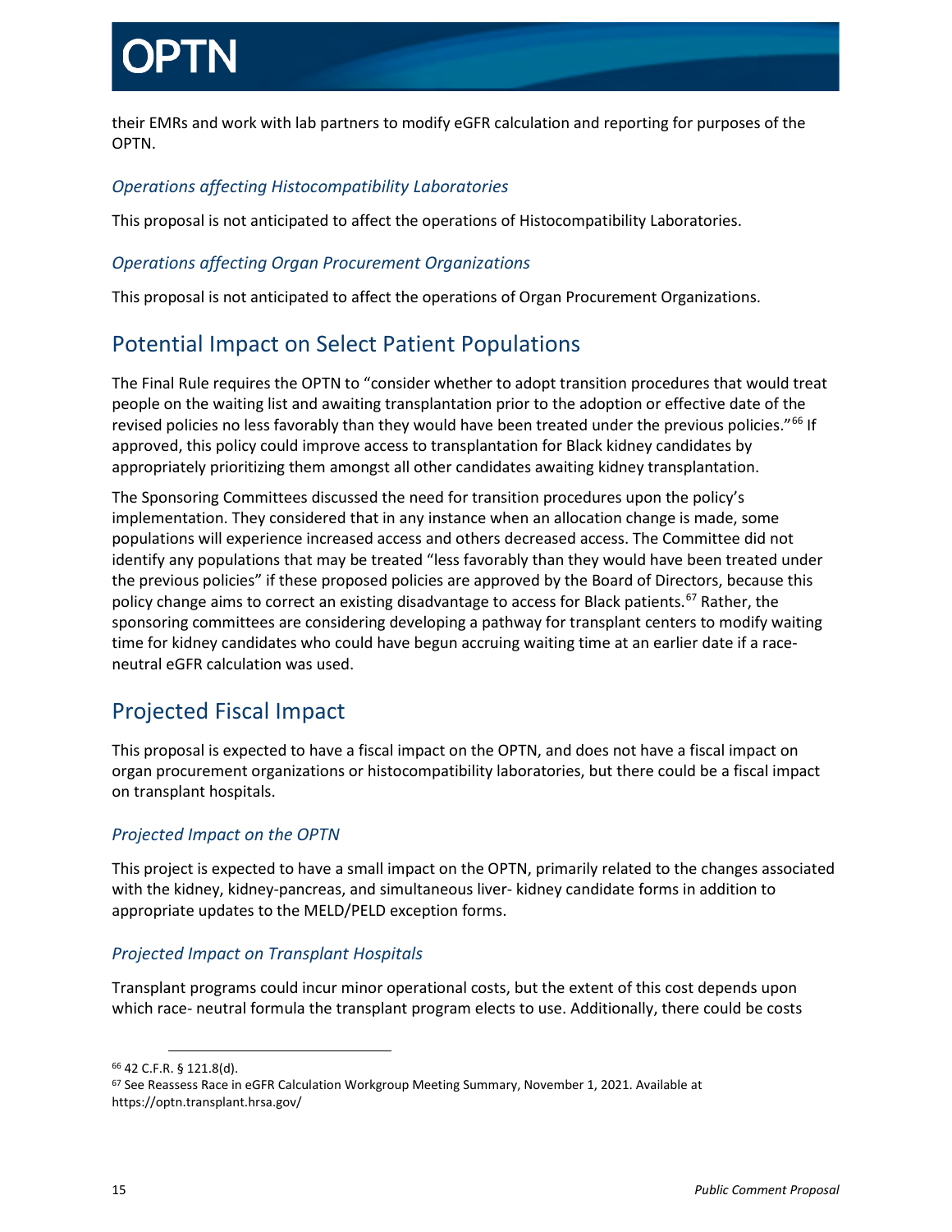their EMRs and work with lab partners to modify eGFR calculation and reporting for purposes of the OPTN.

### *Operations affecting Histocompatibility Laboratories*

This proposal is not anticipated to affect the operations of Histocompatibility Laboratories.

### *Operations affecting Organ Procurement Organizations*

This proposal is not anticipated to affect the operations of Organ Procurement Organizations.

## Potential Impact on Select Patient Populations

The Final Rule requires the OPTN to "consider whether to adopt transition procedures that would treat people on the waiting list and awaiting transplantation prior to the adoption or effective date of the revised policies no less favorably than they would have been treated under the previous policies."[66] If approved, this policy could improve access to transplantation for Black kidney candidates by appropriately prioritizing them amongst all other candidates awaiting kidney transplantation.

The Sponsoring Committees discussed the need for transition procedures upon the policy's implementation. They considered that in any instance when an allocation change is made, some populations will experience increased access and others decreased access. The Committee did not identify any populations that may be treated "less favorably than they would have been treated under the previous policies" if these proposed policies are approved by the Board of Directors, because this policy change aims to correct an existing disadvantage to access for Black patients.[67] Rather, the sponsoring committees are considering developing a pathway for transplant centers to modify waiting time for kidney candidates who could have begun accruing waiting time at an earlier date if a race-neutral eGFR calculation was used.

## Projected Fiscal Impact

This proposal is expected to have a fiscal impact on the OPTN, and does not have a fiscal impact on organ procurement organizations or histocompatibility laboratories, but there could be a fiscal impact on transplant hospitals.

### *Projected Impact on the OPTN*

This project is expected to have a small impact on the OPTN, primarily related to the changes associated with the kidney, kidney-pancreas, and simultaneous liver- kidney candidate forms in addition to appropriate updates to the MELD/PELD exception forms.

### *Projected Impact on Transplant Hospitals*

Transplant programs could incur minor operational costs, but the extent of this cost depends upon which race- neutral formula the transplant program elects to use. Additionally, there could be costs

[66] 42 C.F.R. § 121.8(d).

[67] See Reassess Race in eGFR Calculation Workgroup Meeting Summary, November 1, 2021. Available at https://optn.transplant.hrsa.gov/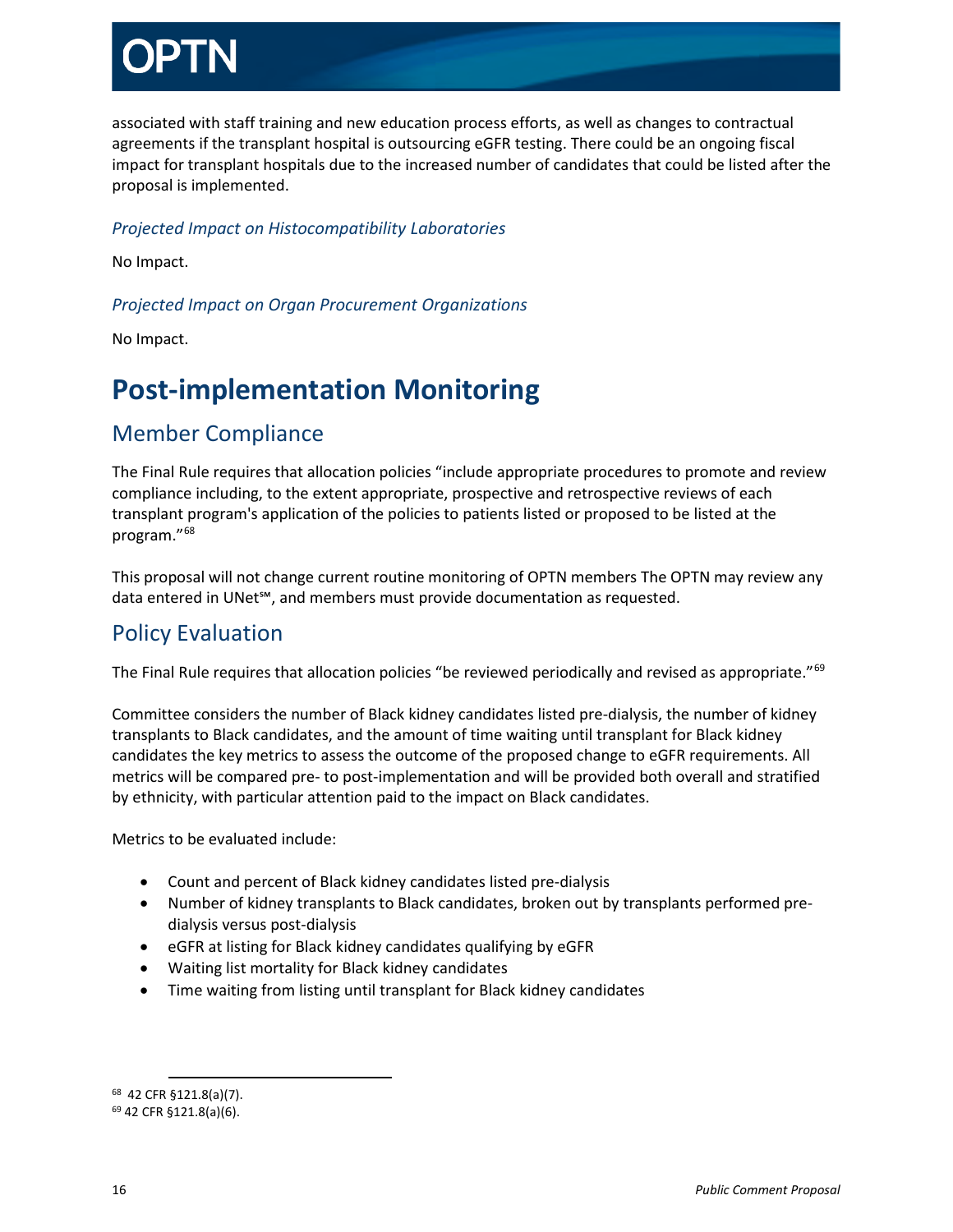associated with staff training and new education process efforts, as well as changes to contractual agreements if the transplant hospital is outsourcing eGFR testing. There could be an ongoing fiscal impact for transplant hospitals due to the increased number of candidates that could be listed after the proposal is implemented.

### *Projected Impact on Histocompatibility Laboratories*

No Impact.

### *Projected Impact on Organ Procurement Organizations*

No Impact.

# Post-implementation Monitoring

## Member Compliance

The Final Rule requires that allocation policies "include appropriate procedures to promote and review compliance including, to the extent appropriate, prospective and retrospective reviews of each transplant program's application of the policies to patients listed or proposed to be listed at the program."[68]

This proposal will not change current routine monitoring of OPTN members The OPTN may review any data entered in UNet℠, and members must provide documentation as requested.

## Policy Evaluation

The Final Rule requires that allocation policies "be reviewed periodically and revised as appropriate."[69]

Committee considers the number of Black kidney candidates listed pre-dialysis, the number of kidney transplants to Black candidates, and the amount of time waiting until transplant for Black kidney candidates the key metrics to assess the outcome of the proposed change to eGFR requirements. All metrics will be compared pre- to post-implementation and will be provided both overall and stratified by ethnicity, with particular attention paid to the impact on Black candidates.

Metrics to be evaluated include:

- Count and percent of Black kidney candidates listed pre-dialysis
- Number of kidney transplants to Black candidates, broken out by transplants performed pre-dialysis versus post-dialysis
- eGFR at listing for Black kidney candidates qualifying by eGFR
- Waiting list mortality for Black kidney candidates
- Time waiting from listing until transplant for Black kidney candidates

[68] 42 CFR §121.8(a)(7).

[69] 42 CFR §121.8(a)(6).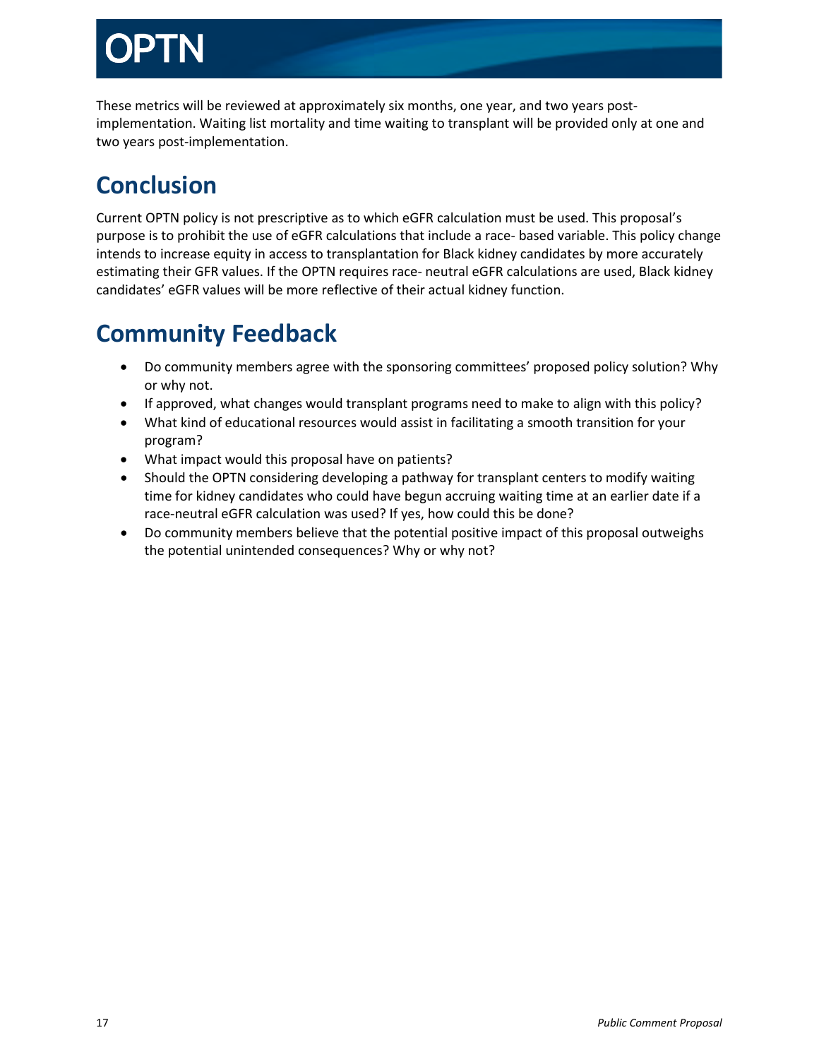These metrics will be reviewed at approximately six months, one year, and two years post-implementation. Waiting list mortality and time waiting to transplant will be provided only at one and two years post-implementation.

# Conclusion

Current OPTN policy is not prescriptive as to which eGFR calculation must be used. This proposal's purpose is to prohibit the use of eGFR calculations that include a race- based variable. This policy change intends to increase equity in access to transplantation for Black kidney candidates by more accurately estimating their GFR values. If the OPTN requires race- neutral eGFR calculations are used, Black kidney candidates' eGFR values will be more reflective of their actual kidney function.

# Community Feedback

- Do community members agree with the sponsoring committees' proposed policy solution? Why or why not.
- If approved, what changes would transplant programs need to make to align with this policy?
- What kind of educational resources would assist in facilitating a smooth transition for your program?
- What impact would this proposal have on patients?
- Should the OPTN considering developing a pathway for transplant centers to modify waiting time for kidney candidates who could have begun accruing waiting time at an earlier date if a race-neutral eGFR calculation was used? If yes, how could this be done?
- Do community members believe that the potential positive impact of this proposal outweighs the potential unintended consequences? Why or why not?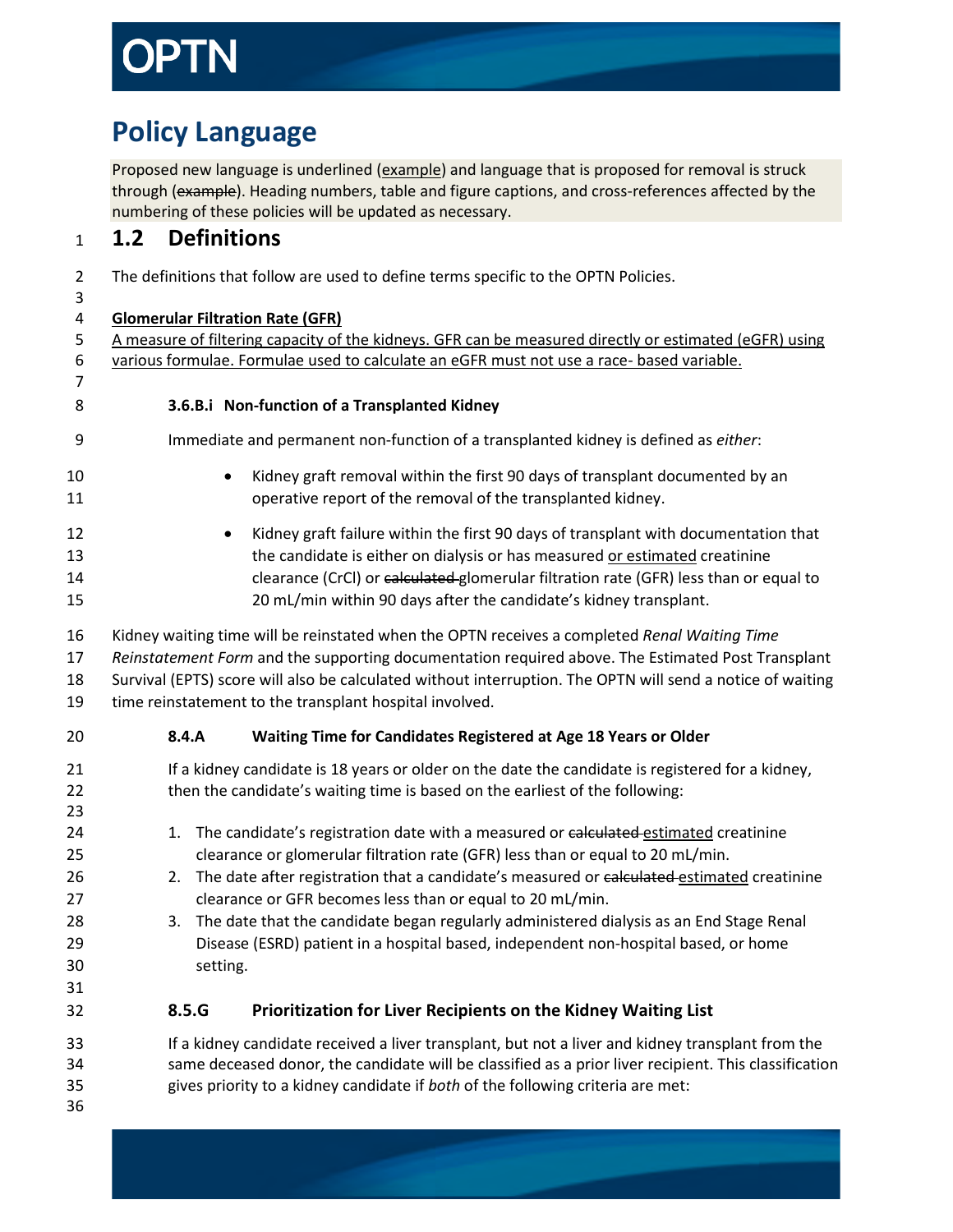# Policy Language

Proposed new language is underlined (<u>example</u>) and language that is proposed for removal is struck through (~~example~~). Heading numbers, table and figure captions, and cross-references affected by the numbering of these policies will be updated as necessary.

## 1.2 Definitions

The definitions that follow are used to define terms specific to the OPTN Policies.

<u>**Glomerular Filtration Rate (GFR)**</u>

<u>A measure of filtering capacity of the kidneys. GFR can be measured directly or estimated (eGFR) using various formulae. Formulae used to calculate an eGFR must not use a race- based variable.</u>

#### 3.6.B.i Non-function of a Transplanted Kidney

Immediate and permanent non-function of a transplanted kidney is defined as *either*:

- Kidney graft removal within the first 90 days of transplant documented by an operative report of the removal of the transplanted kidney.
- Kidney graft failure within the first 90 days of transplant with documentation that the candidate is either on dialysis or has measured <u>or estimated</u> creatinine clearance (CrCl) or ~~calculated~~ glomerular filtration rate (GFR) less than or equal to 20 mL/min within 90 days after the candidate's kidney transplant.

Kidney waiting time will be reinstated when the OPTN receives a completed *Renal Waiting Time Reinstatement Form* and the supporting documentation required above. The Estimated Post Transplant Survival (EPTS) score will also be calculated without interruption. The OPTN will send a notice of waiting time reinstatement to the transplant hospital involved.

### 8.4.A Waiting Time for Candidates Registered at Age 18 Years or Older

If a kidney candidate is 18 years or older on the date the candidate is registered for a kidney, then the candidate's waiting time is based on the earliest of the following:

1. The candidate's registration date with a measured or ~~calculated~~ <u>estimated</u> creatinine clearance or glomerular filtration rate (GFR) less than or equal to 20 mL/min.
2. The date after registration that a candidate's measured or ~~calculated~~ <u>estimated</u> creatinine clearance or GFR becomes less than or equal to 20 mL/min.
3. The date that the candidate began regularly administered dialysis as an End Stage Renal Disease (ESRD) patient in a hospital based, independent non-hospital based, or home setting.

### 8.5.G Prioritization for Liver Recipients on the Kidney Waiting List

If a kidney candidate received a liver transplant, but not a liver and kidney transplant from the same deceased donor, the candidate will be classified as a prior liver recipient. This classification gives priority to a kidney candidate if *both* of the following criteria are met: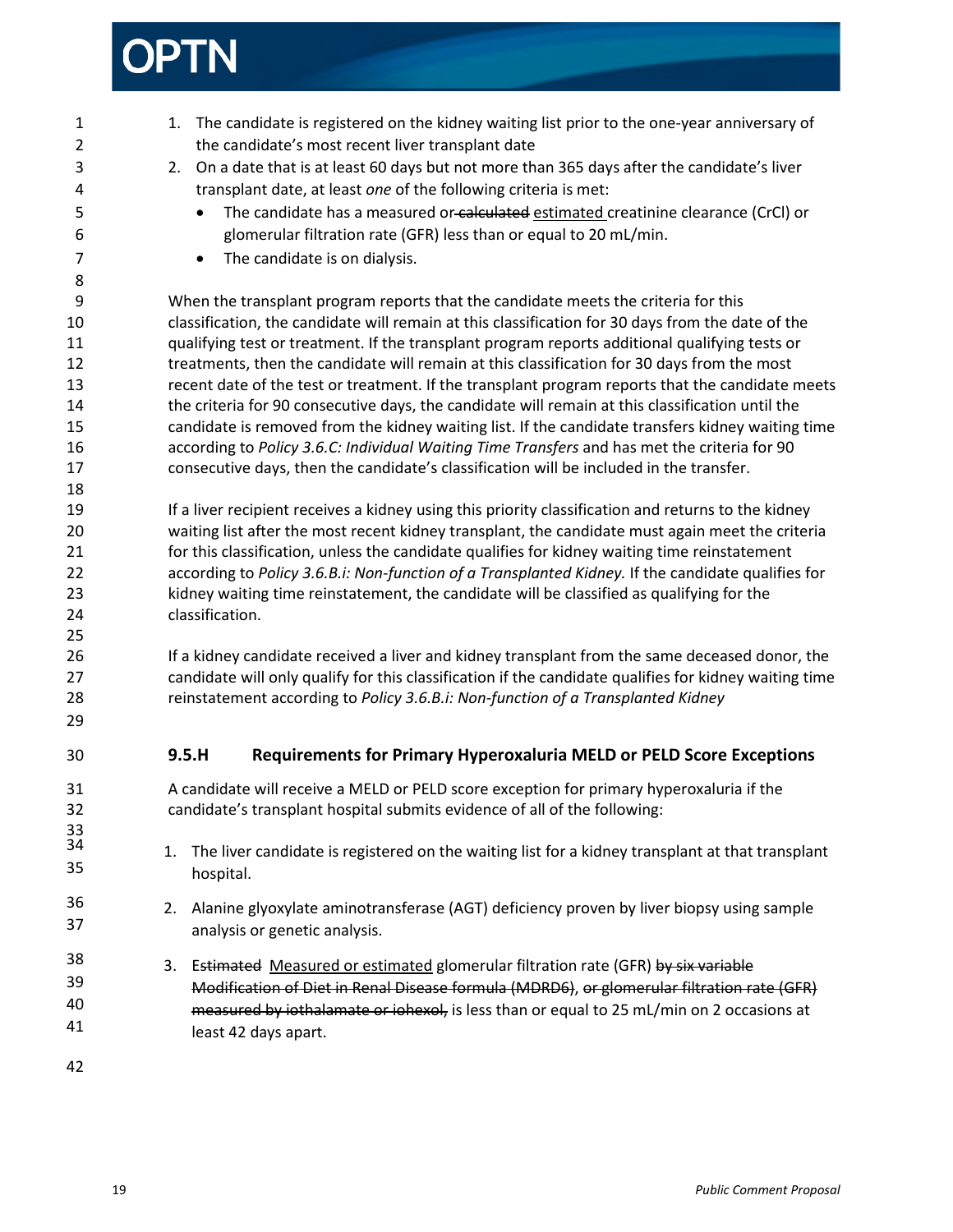1. The candidate is registered on the kidney waiting list prior to the one-year anniversary of the candidate's most recent liver transplant date
2. On a date that is at least 60 days but not more than 365 days after the candidate's liver transplant date, at least *one* of the following criteria is met:
   - The candidate has a measured or ~~calculated~~ <u>estimated</u> creatinine clearance (CrCl) or glomerular filtration rate (GFR) less than or equal to 20 mL/min.
   - The candidate is on dialysis.

When the transplant program reports that the candidate meets the criteria for this classification, the candidate will remain at this classification for 30 days from the date of the qualifying test or treatment. If the transplant program reports additional qualifying tests or treatments, then the candidate will remain at this classification for 30 days from the most recent date of the test or treatment. If the transplant program reports that the candidate meets the criteria for 90 consecutive days, the candidate will remain at this classification until the candidate is removed from the kidney waiting list. If the candidate transfers kidney waiting time according to *Policy 3.6.C: Individual Waiting Time Transfers* and has met the criteria for 90 consecutive days, then the candidate's classification will be included in the transfer.

If a liver recipient receives a kidney using this priority classification and returns to the kidney waiting list after the most recent kidney transplant, the candidate must again meet the criteria for this classification, unless the candidate qualifies for kidney waiting time reinstatement according to *Policy 3.6.B.i: Non-function of a Transplanted Kidney.* If the candidate qualifies for kidney waiting time reinstatement, the candidate will be classified as qualifying for the classification.

If a kidney candidate received a liver and kidney transplant from the same deceased donor, the candidate will only qualify for this classification if the candidate qualifies for kidney waiting time reinstatement according to *Policy 3.6.B.i: Non-function of a Transplanted Kidney*

### 9.5.H Requirements for Primary Hyperoxaluria MELD or PELD Score Exceptions

A candidate will receive a MELD or PELD score exception for primary hyperoxaluria if the candidate's transplant hospital submits evidence of all of the following:

1. The liver candidate is registered on the waiting list for a kidney transplant at that transplant hospital.
2. Alanine glyoxylate aminotransferase (AGT) deficiency proven by liver biopsy using sample analysis or genetic analysis.
3. ~~Estimated~~ <u>Measured or estimated</u> glomerular filtration rate (GFR) ~~by six variable Modification of Diet in Renal Disease formula (MDRD6), or glomerular filtration rate (GFR) measured by iothalamate or iohexol,~~ is less than or equal to 25 mL/min on 2 occasions at least 42 days apart.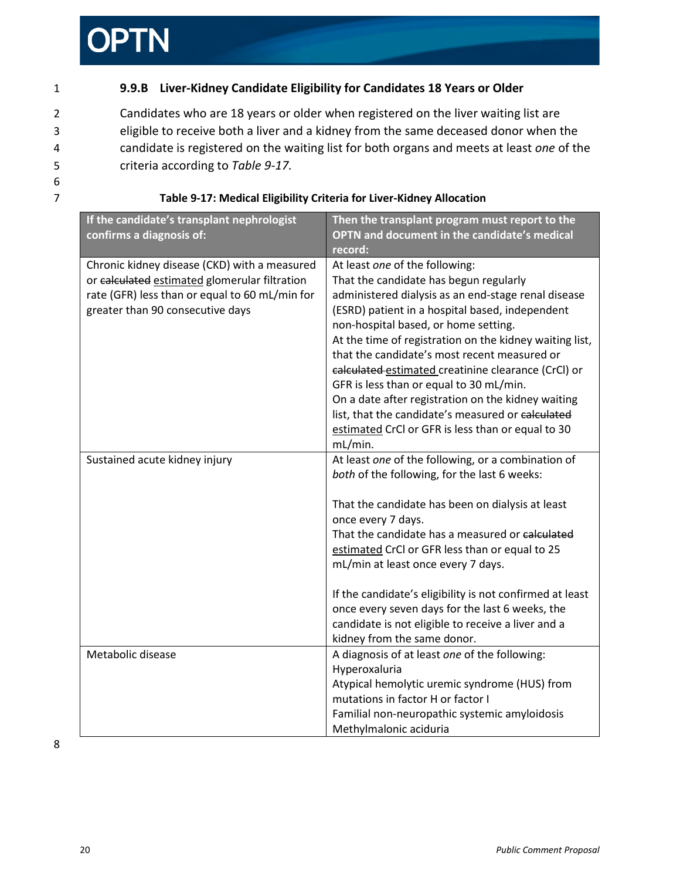### 9.9.B Liver-Kidney Candidate Eligibility for Candidates 18 Years or Older

Candidates who are 18 years or older when registered on the liver waiting list are eligible to receive both a liver and a kidney from the same deceased donor when the candidate is registered on the waiting list for both organs and meets at least *one* of the criteria according to *Table 9-17.*

**Table 9-17: Medical Eligibility Criteria for Liver-Kidney Allocation**

| If the candidate's transplant nephrologist confirms a diagnosis of: | Then the transplant program must report to the OPTN and document in the candidate's medical record: |
|---|---|
| Chronic kidney disease (CKD) with a measured or ~~calculated~~ <u>estimated</u> glomerular filtration rate (GFR) less than or equal to 60 mL/min for greater than 90 consecutive days | At least *one* of the following:<br>That the candidate has begun regularly administered dialysis as an end-stage renal disease (ESRD) patient in a hospital based, independent non-hospital based, or home setting.<br>At the time of registration on the kidney waiting list, that the candidate's most recent measured or ~~calculated~~ <u>estimated</u> creatinine clearance (CrCl) or GFR is less than or equal to 30 mL/min.<br>On a date after registration on the kidney waiting list, that the candidate's measured or ~~calculated~~ <u>estimated</u> CrCl or GFR is less than or equal to 30 mL/min. |
| Sustained acute kidney injury | At least *one* of the following, or a combination of *both* of the following, for the last 6 weeks:<br><br>That the candidate has been on dialysis at least once every 7 days.<br>That the candidate has a measured or ~~calculated~~ <u>estimated</u> CrCl or GFR less than or equal to 25 mL/min at least once every 7 days.<br><br>If the candidate's eligibility is not confirmed at least once every seven days for the last 6 weeks, the candidate is not eligible to receive a liver and a kidney from the same donor. |
| Metabolic disease | A diagnosis of at least *one* of the following:<br>Hyperoxaluria<br>Atypical hemolytic uremic syndrome (HUS) from mutations in factor H or factor I<br>Familial non-neuropathic systemic amyloidosis<br>Methylmalonic aciduria |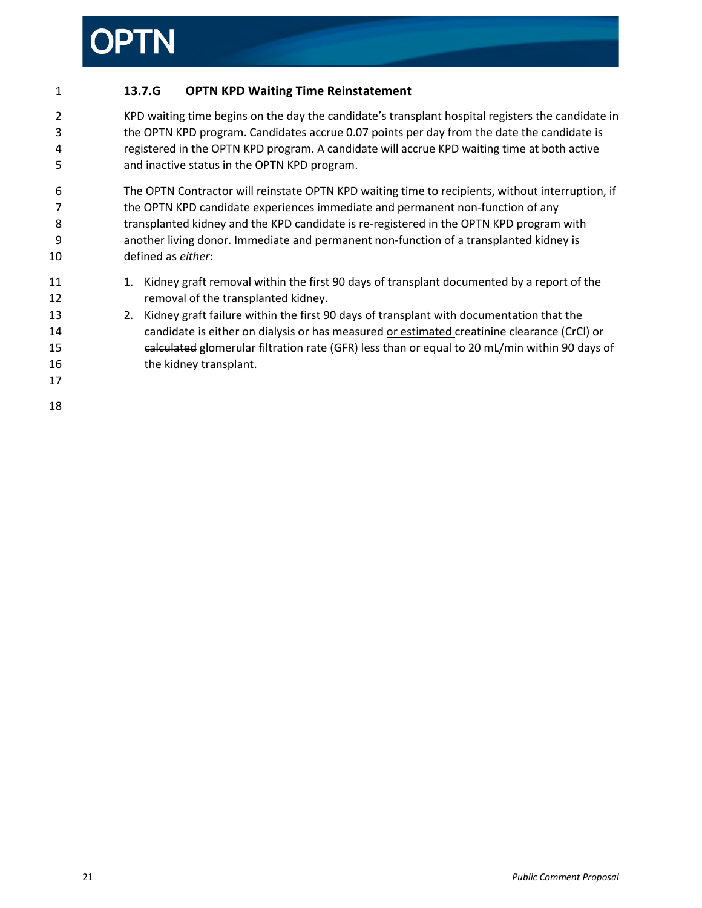### 13.7.G OPTN KPD Waiting Time Reinstatement

KPD waiting time begins on the day the candidate's transplant hospital registers the candidate in the OPTN KPD program. Candidates accrue 0.07 points per day from the date the candidate is registered in the OPTN KPD program. A candidate will accrue KPD waiting time at both active and inactive status in the OPTN KPD program.

The OPTN Contractor will reinstate OPTN KPD waiting time to recipients, without interruption, if the OPTN KPD candidate experiences immediate and permanent non-function of any transplanted kidney and the KPD candidate is re-registered in the OPTN KPD program with another living donor. Immediate and permanent non-function of a transplanted kidney is defined as *either*:

1. Kidney graft removal within the first 90 days of transplant documented by a report of the removal of the transplanted kidney.
2. Kidney graft failure within the first 90 days of transplant with documentation that the candidate is either on dialysis or has measured <u>or estimated</u> creatinine clearance (CrCl) or ~~calculated~~ glomerular filtration rate (GFR) less than or equal to 20 mL/min within 90 days of the kidney transplant.